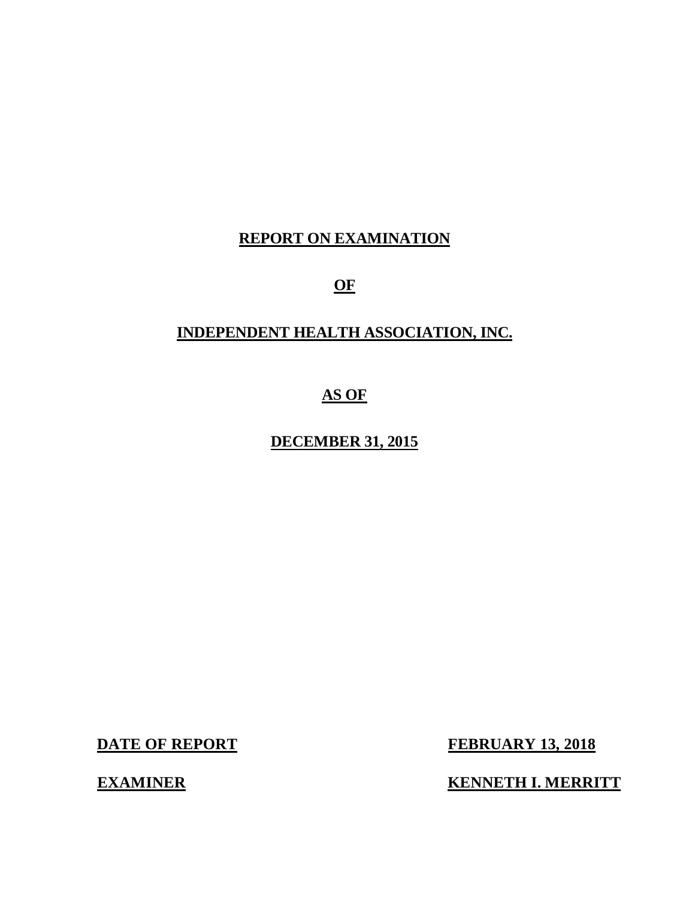# REPORT ON EXAMINATION

# OF

# INDEPENDENT HEALTH ASSOCIATION, INC.

# AS OF

# DECEMBER 31, 2015

| | |
|---|---|
| **DATE OF REPORT** | **FEBRUARY 13, 2018** |
| **EXAMINER** | **KENNETH I. MERRITT** |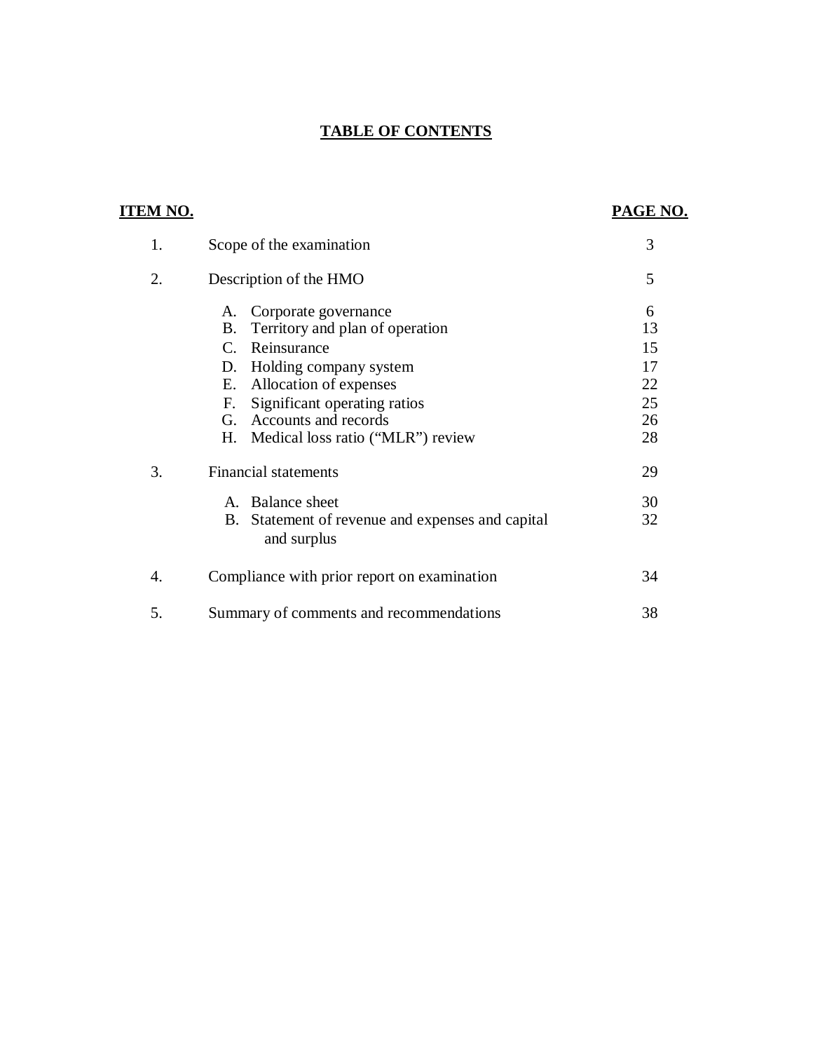# TABLE OF CONTENTS

| ITEM NO. | | PAGE NO. |
|---|---|---|
| 1. | Scope of the examination | 3 |
| 2. | Description of the HMO | 5 |
| | A. Corporate governance | 6 |
| | B. Territory and plan of operation | 13 |
| | C. Reinsurance | 15 |
| | D. Holding company system | 17 |
| | E. Allocation of expenses | 22 |
| | F. Significant operating ratios | 25 |
| | G. Accounts and records | 26 |
| | H. Medical loss ratio (“MLR”) review | 28 |
| 3. | Financial statements | 29 |
| | A. Balance sheet | 30 |
| | B. Statement of revenue and expenses and capital and surplus | 32 |
| 4. | Compliance with prior report on examination | 34 |
| 5. | Summary of comments and recommendations | 38 |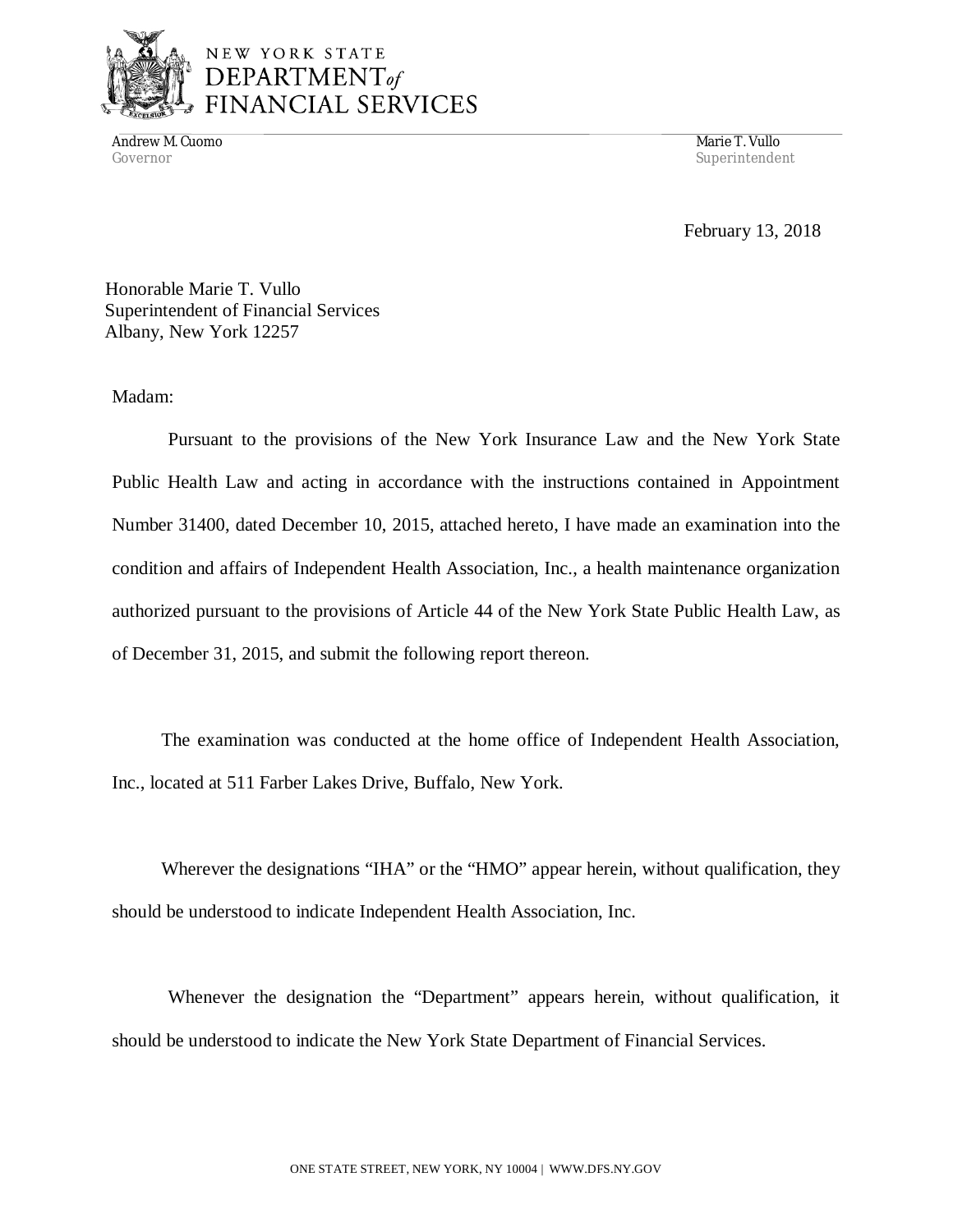NEW YORK STATE
DEPARTMENT *of*
FINANCIAL SERVICES

Andrew M. Cuomo
Governor

Marie T. Vullo
Superintendent

February 13, 2018

Honorable Marie T. Vullo
Superintendent of Financial Services
Albany, New York 12257

Madam:

Pursuant to the provisions of the New York Insurance Law and the New York State Public Health Law and acting in accordance with the instructions contained in Appointment Number 31400, dated December 10, 2015, attached hereto, I have made an examination into the condition and affairs of Independent Health Association, Inc., a health maintenance organization authorized pursuant to the provisions of Article 44 of the New York State Public Health Law, as of December 31, 2015, and submit the following report thereon.

The examination was conducted at the home office of Independent Health Association, Inc., located at 511 Farber Lakes Drive, Buffalo, New York.

Wherever the designations "IHA" or the "HMO" appear herein, without qualification, they should be understood to indicate Independent Health Association, Inc.

Whenever the designation the "Department" appears herein, without qualification, it should be understood to indicate the New York State Department of Financial Services.

ONE STATE STREET, NEW YORK, NY 10004 | WWW.DFS.NY.GOV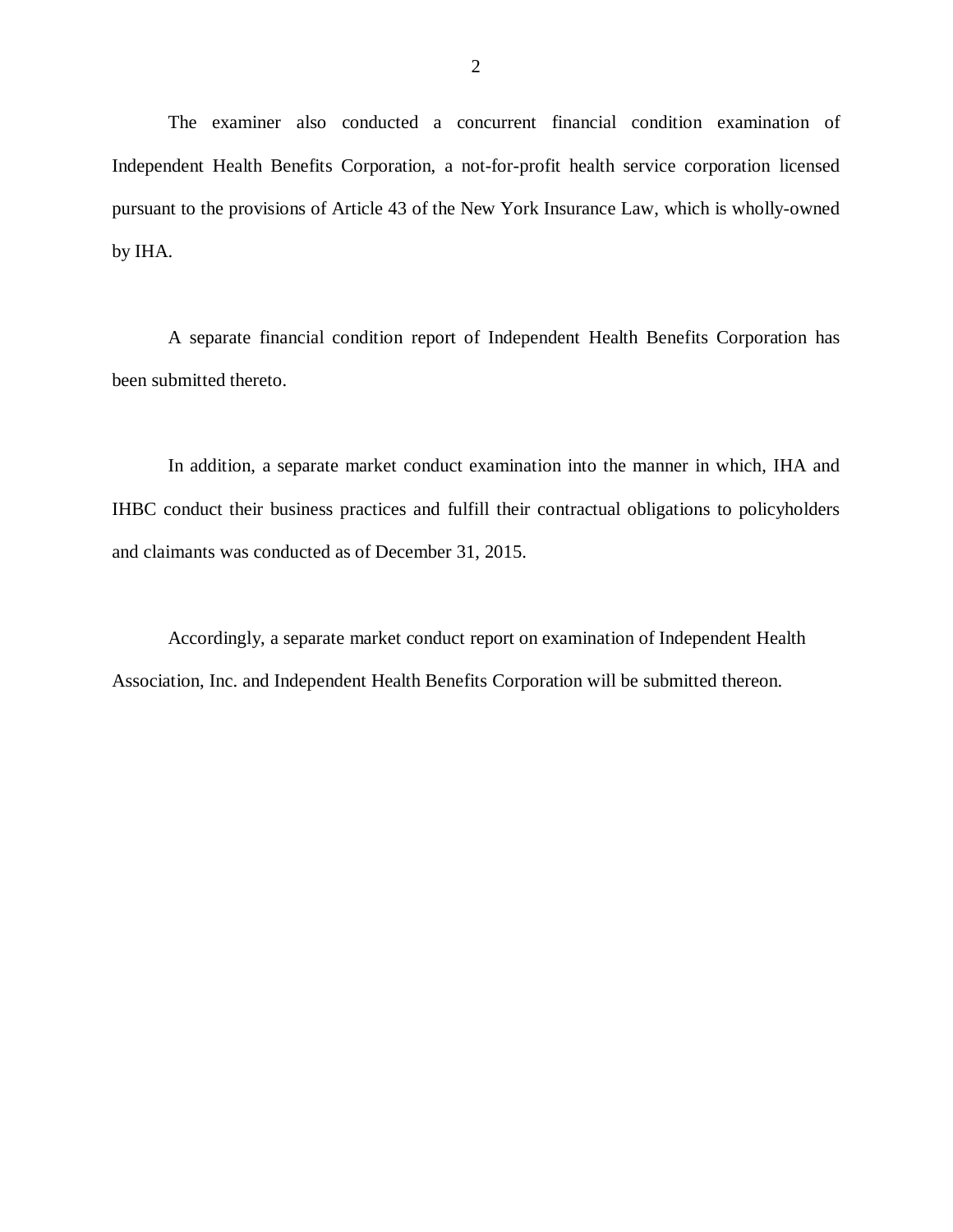The examiner also conducted a concurrent financial condition examination of Independent Health Benefits Corporation, a not-for-profit health service corporation licensed pursuant to the provisions of Article 43 of the New York Insurance Law, which is wholly-owned by IHA.

A separate financial condition report of Independent Health Benefits Corporation has been submitted thereto.

In addition, a separate market conduct examination into the manner in which, IHA and IHBC conduct their business practices and fulfill their contractual obligations to policyholders and claimants was conducted as of December 31, 2015.

Accordingly, a separate market conduct report on examination of Independent Health Association, Inc. and Independent Health Benefits Corporation will be submitted thereon.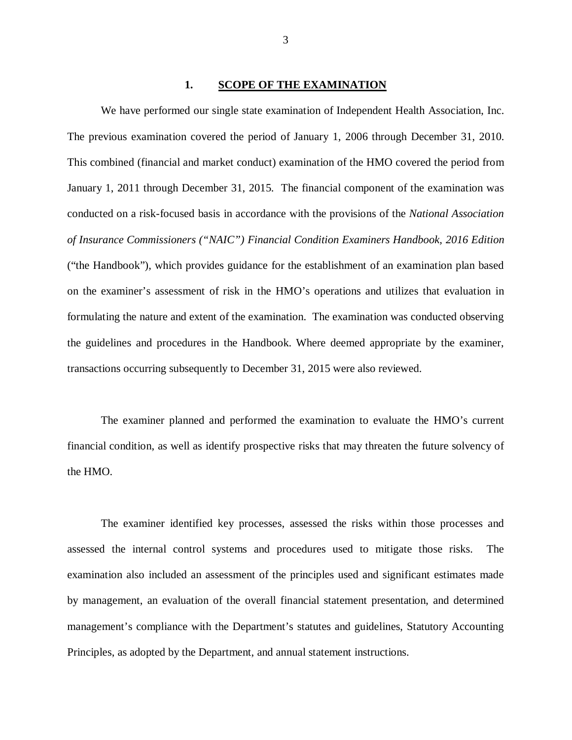## 1. **SCOPE OF THE EXAMINATION**

We have performed our single state examination of Independent Health Association, Inc. The previous examination covered the period of January 1, 2006 through December 31, 2010. This combined (financial and market conduct) examination of the HMO covered the period from January 1, 2011 through December 31, 2015. The financial component of the examination was conducted on a risk-focused basis in accordance with the provisions of the *National Association of Insurance Commissioners ("NAIC") Financial Condition Examiners Handbook, 2016 Edition* ("the Handbook"), which provides guidance for the establishment of an examination plan based on the examiner's assessment of risk in the HMO's operations and utilizes that evaluation in formulating the nature and extent of the examination. The examination was conducted observing the guidelines and procedures in the Handbook. Where deemed appropriate by the examiner, transactions occurring subsequently to December 31, 2015 were also reviewed.

The examiner planned and performed the examination to evaluate the HMO's current financial condition, as well as identify prospective risks that may threaten the future solvency of the HMO.

The examiner identified key processes, assessed the risks within those processes and assessed the internal control systems and procedures used to mitigate those risks. The examination also included an assessment of the principles used and significant estimates made by management, an evaluation of the overall financial statement presentation, and determined management's compliance with the Department's statutes and guidelines, Statutory Accounting Principles, as adopted by the Department, and annual statement instructions.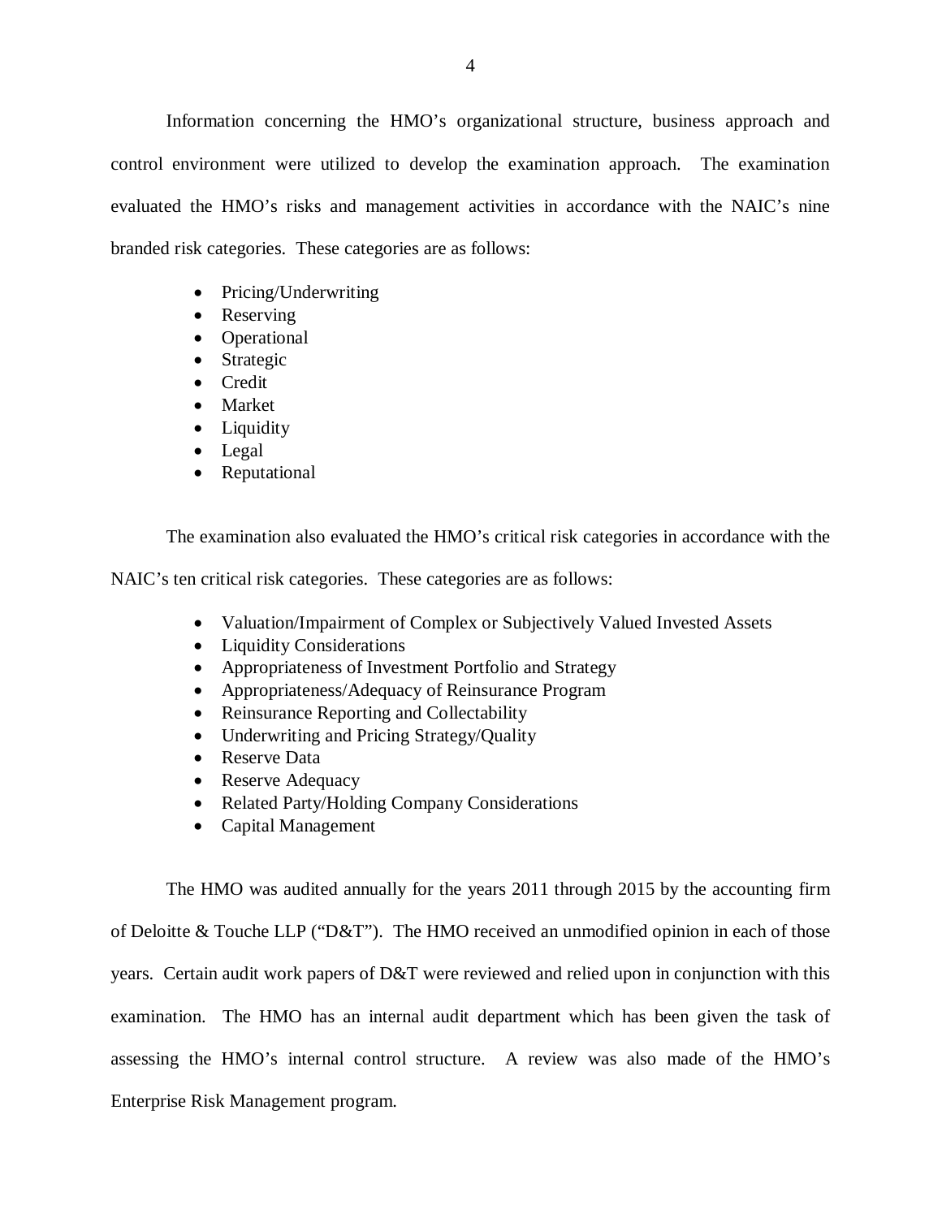Information concerning the HMO's organizational structure, business approach and control environment were utilized to develop the examination approach. The examination evaluated the HMO's risks and management activities in accordance with the NAIC's nine branded risk categories. These categories are as follows:

- Pricing/Underwriting
- Reserving
- Operational
- Strategic
- Credit
- Market
- Liquidity
- Legal
- Reputational

The examination also evaluated the HMO's critical risk categories in accordance with the NAIC's ten critical risk categories. These categories are as follows:

- Valuation/Impairment of Complex or Subjectively Valued Invested Assets
- Liquidity Considerations
- Appropriateness of Investment Portfolio and Strategy
- Appropriateness/Adequacy of Reinsurance Program
- Reinsurance Reporting and Collectability
- Underwriting and Pricing Strategy/Quality
- Reserve Data
- Reserve Adequacy
- Related Party/Holding Company Considerations
- Capital Management

The HMO was audited annually for the years 2011 through 2015 by the accounting firm of Deloitte & Touche LLP ("D&T"). The HMO received an unmodified opinion in each of those years. Certain audit work papers of D&T were reviewed and relied upon in conjunction with this examination. The HMO has an internal audit department which has been given the task of assessing the HMO's internal control structure. A review was also made of the HMO's Enterprise Risk Management program.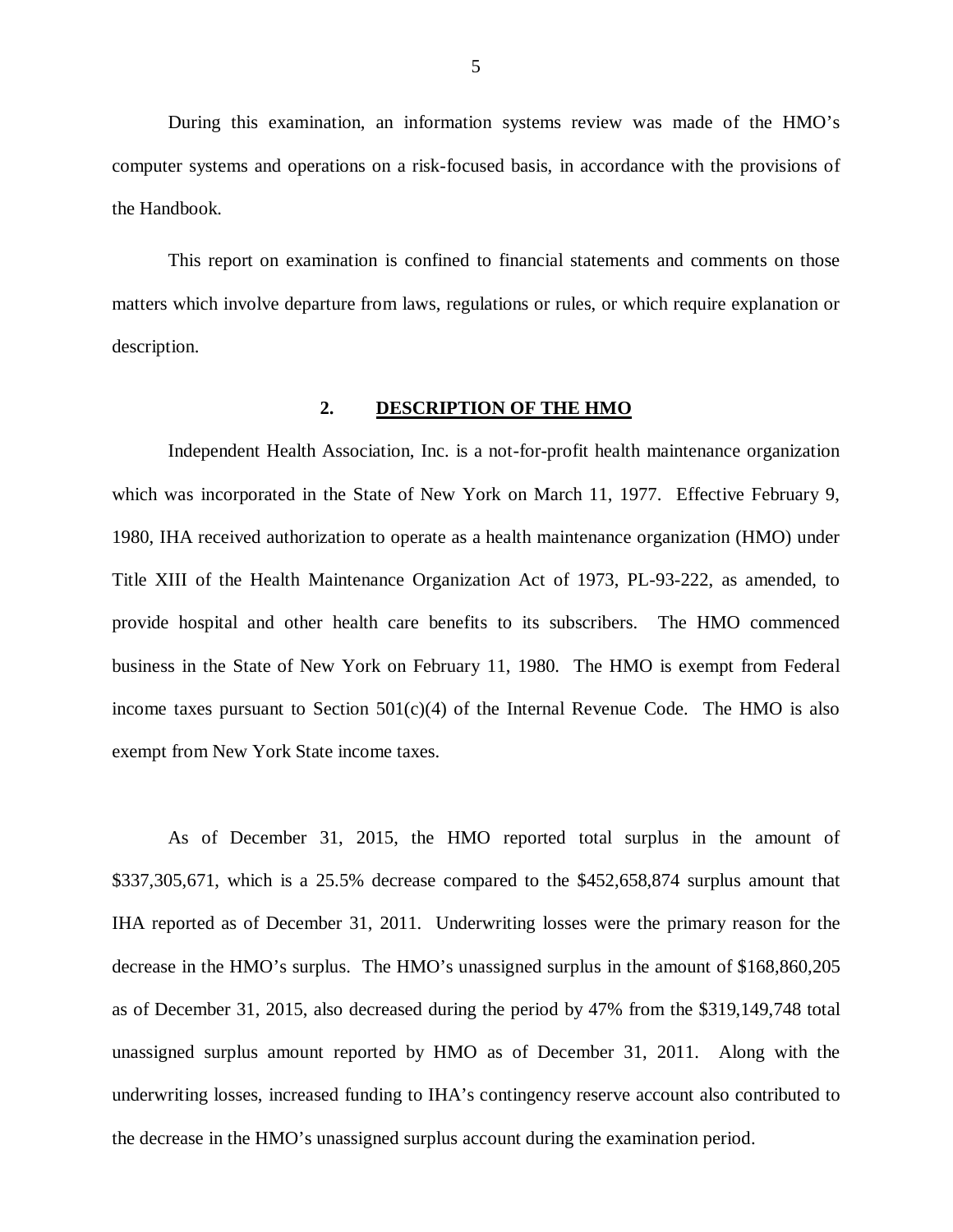During this examination, an information systems review was made of the HMO's computer systems and operations on a risk-focused basis, in accordance with the provisions of the Handbook.

This report on examination is confined to financial statements and comments on those matters which involve departure from laws, regulations or rules, or which require explanation or description.

## 2. DESCRIPTION OF THE HMO

Independent Health Association, Inc. is a not-for-profit health maintenance organization which was incorporated in the State of New York on March 11, 1977. Effective February 9, 1980, IHA received authorization to operate as a health maintenance organization (HMO) under Title XIII of the Health Maintenance Organization Act of 1973, PL-93-222, as amended, to provide hospital and other health care benefits to its subscribers. The HMO commenced business in the State of New York on February 11, 1980. The HMO is exempt from Federal income taxes pursuant to Section 501(c)(4) of the Internal Revenue Code. The HMO is also exempt from New York State income taxes.

As of December 31, 2015, the HMO reported total surplus in the amount of $337,305,671, which is a 25.5% decrease compared to the $452,658,874 surplus amount that IHA reported as of December 31, 2011. Underwriting losses were the primary reason for the decrease in the HMO's surplus. The HMO's unassigned surplus in the amount of $168,860,205 as of December 31, 2015, also decreased during the period by 47% from the $319,149,748 total unassigned surplus amount reported by HMO as of December 31, 2011. Along with the underwriting losses, increased funding to IHA's contingency reserve account also contributed to the decrease in the HMO's unassigned surplus account during the examination period.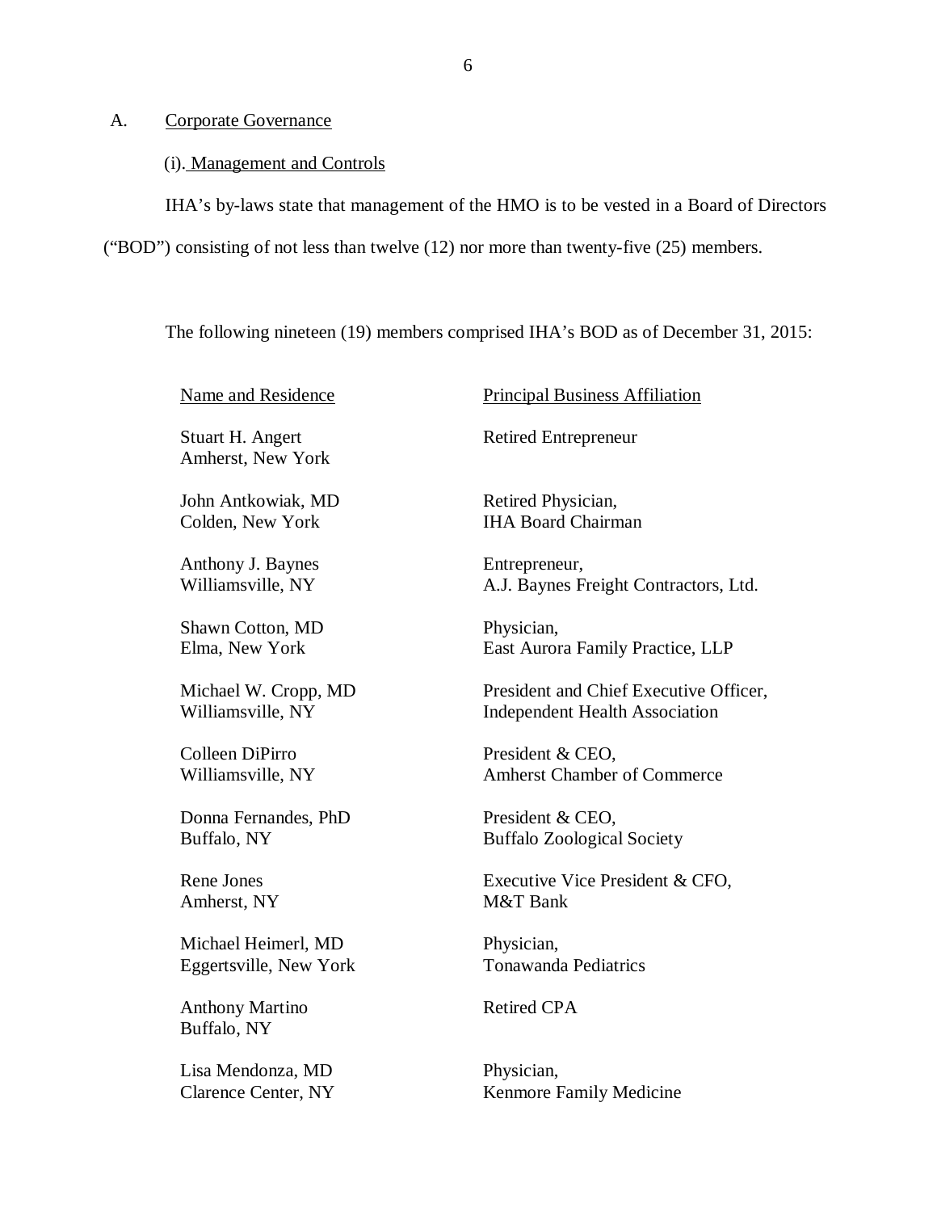## A. Corporate Governance

### (i). Management and Controls

IHA's by-laws state that management of the HMO is to be vested in a Board of Directors ("BOD") consisting of not less than twelve (12) nor more than twenty-five (25) members.

The following nineteen (19) members comprised IHA's BOD as of December 31, 2015:

| Name and Residence | Principal Business Affiliation |
| --- | --- |
| Stuart H. Angert<br>Amherst, New York | Retired Entrepreneur |
| John Antkowiak, MD<br>Colden, New York | Retired Physician,<br>IHA Board Chairman |
| Anthony J. Baynes<br>Williamsville, NY | Entrepreneur,<br>A.J. Baynes Freight Contractors, Ltd. |
| Shawn Cotton, MD<br>Elma, New York | Physician,<br>East Aurora Family Practice, LLP |
| Michael W. Cropp, MD<br>Williamsville, NY | President and Chief Executive Officer,<br>Independent Health Association |
| Colleen DiPirro<br>Williamsville, NY | President & CEO,<br>Amherst Chamber of Commerce |
| Donna Fernandes, PhD<br>Buffalo, NY | President & CEO,<br>Buffalo Zoological Society |
| Rene Jones<br>Amherst, NY | Executive Vice President & CFO,<br>M&T Bank |
| Michael Heimerl, MD<br>Eggertsville, New York | Physician,<br>Tonawanda Pediatrics |
| Anthony Martino<br>Buffalo, NY | Retired CPA |
| Lisa Mendonza, MD<br>Clarence Center, NY | Physician,<br>Kenmore Family Medicine |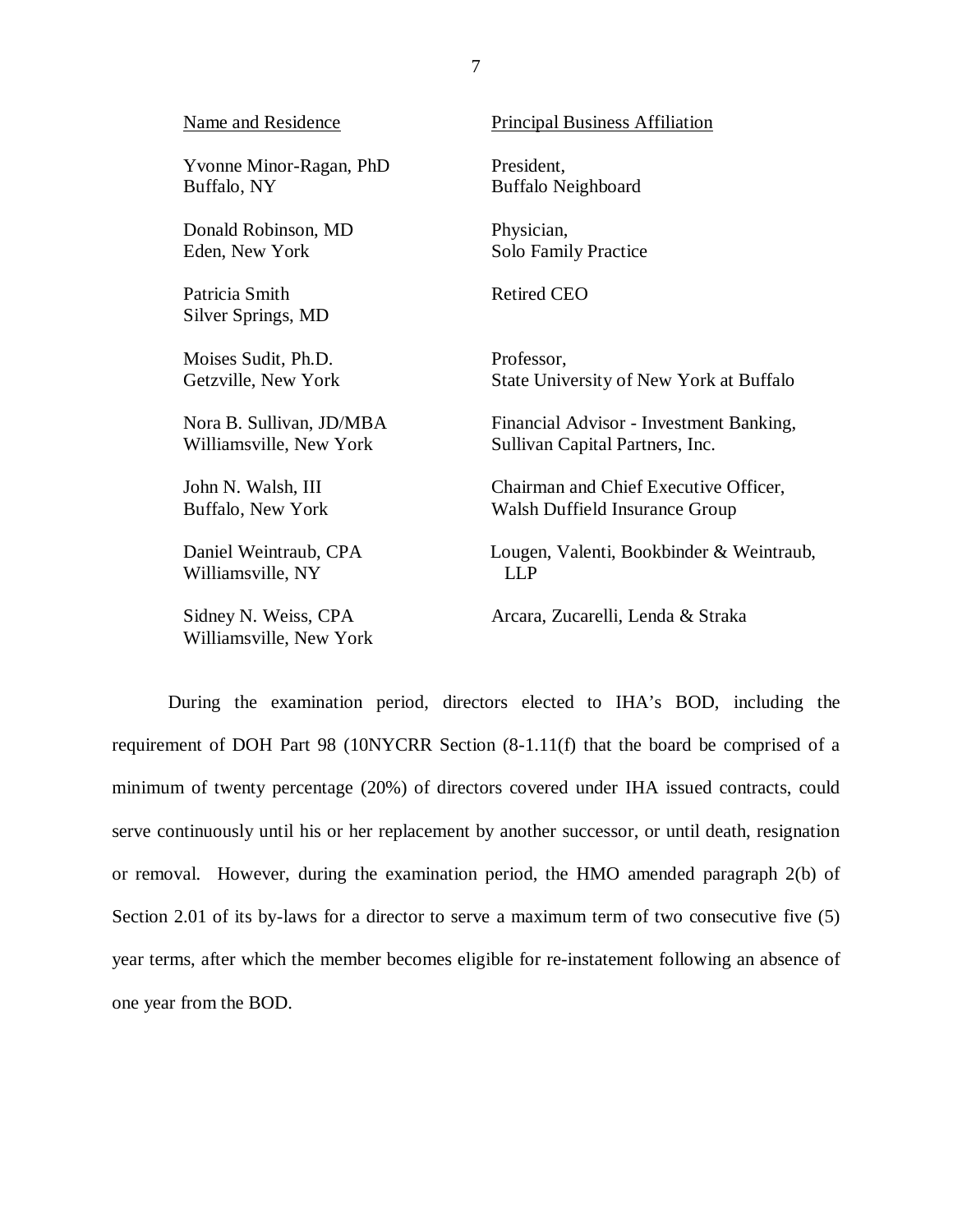| Name and Residence | Principal Business Affiliation |
| --- | --- |
| Yvonne Minor-Ragan, PhD<br>Buffalo, NY | President,<br>Buffalo Neighboard |
| Donald Robinson, MD<br>Eden, New York | Physician,<br>Solo Family Practice |
| Patricia Smith<br>Silver Springs, MD | Retired CEO |
| Moises Sudit, Ph.D.<br>Getzville, New York | Professor,<br>State University of New York at Buffalo |
| Nora B. Sullivan, JD/MBA<br>Williamsville, New York | Financial Advisor - Investment Banking,<br>Sullivan Capital Partners, Inc. |
| John N. Walsh, III<br>Buffalo, New York | Chairman and Chief Executive Officer,<br>Walsh Duffield Insurance Group |
| Daniel Weintraub, CPA<br>Williamsville, NY | Lougen, Valenti, Bookbinder & Weintraub, LLP |
| Sidney N. Weiss, CPA<br>Williamsville, New York | Arcara, Zucarelli, Lenda & Straka |

During the examination period, directors elected to IHA's BOD, including the requirement of DOH Part 98 (10NYCRR Section (8-1.11(f) that the board be comprised of a minimum of twenty percentage (20%) of directors covered under IHA issued contracts, could serve continuously until his or her replacement by another successor, or until death, resignation or removal. However, during the examination period, the HMO amended paragraph 2(b) of Section 2.01 of its by-laws for a director to serve a maximum term of two consecutive five (5) year terms, after which the member becomes eligible for re-instatement following an absence of one year from the BOD.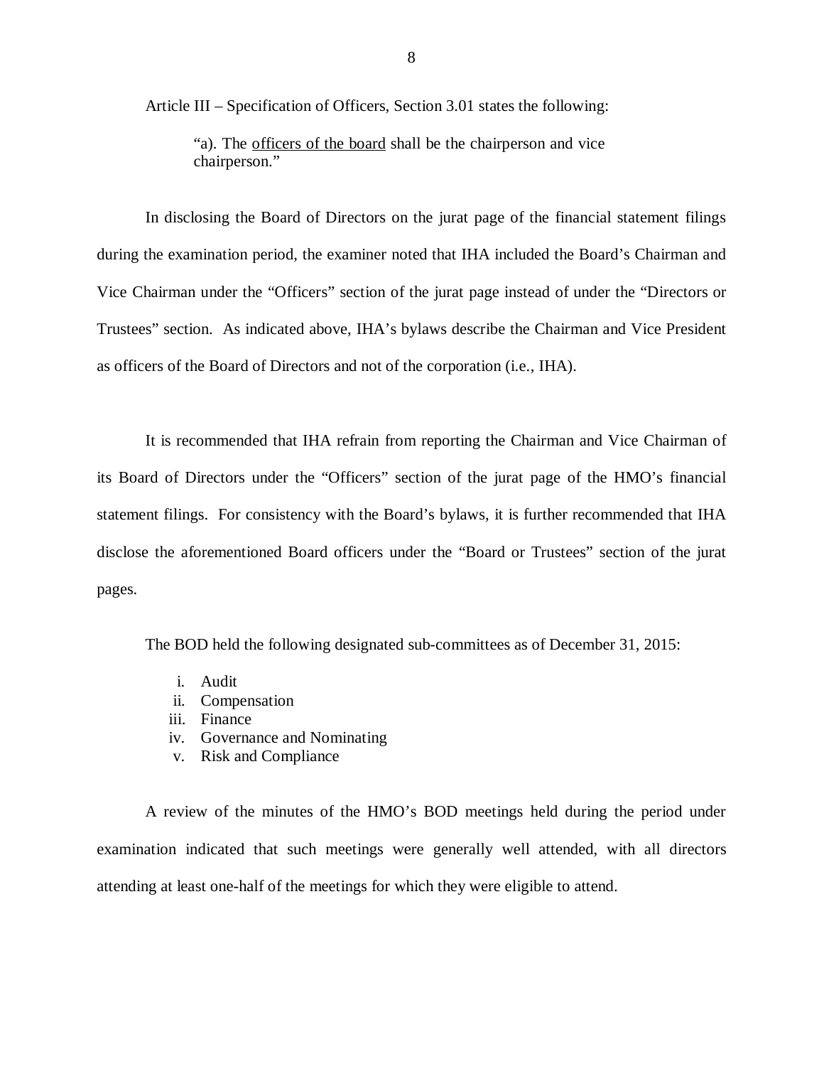Article III – Specification of Officers, Section 3.01 states the following:

> "a). The <u>officers of the board</u> shall be the chairperson and vice chairperson."

In disclosing the Board of Directors on the jurat page of the financial statement filings during the examination period, the examiner noted that IHA included the Board's Chairman and Vice Chairman under the "Officers" section of the jurat page instead of under the "Directors or Trustees" section. As indicated above, IHA's bylaws describe the Chairman and Vice President as officers of the Board of Directors and not of the corporation (i.e., IHA).

It is recommended that IHA refrain from reporting the Chairman and Vice Chairman of its Board of Directors under the "Officers" section of the jurat page of the HMO's financial statement filings. For consistency with the Board's bylaws, it is further recommended that IHA disclose the aforementioned Board officers under the "Board or Trustees" section of the jurat pages.

The BOD held the following designated sub-committees as of December 31, 2015:

i. Audit
ii. Compensation
iii. Finance
iv. Governance and Nominating
v. Risk and Compliance

A review of the minutes of the HMO's BOD meetings held during the period under examination indicated that such meetings were generally well attended, with all directors attending at least one-half of the meetings for which they were eligible to attend.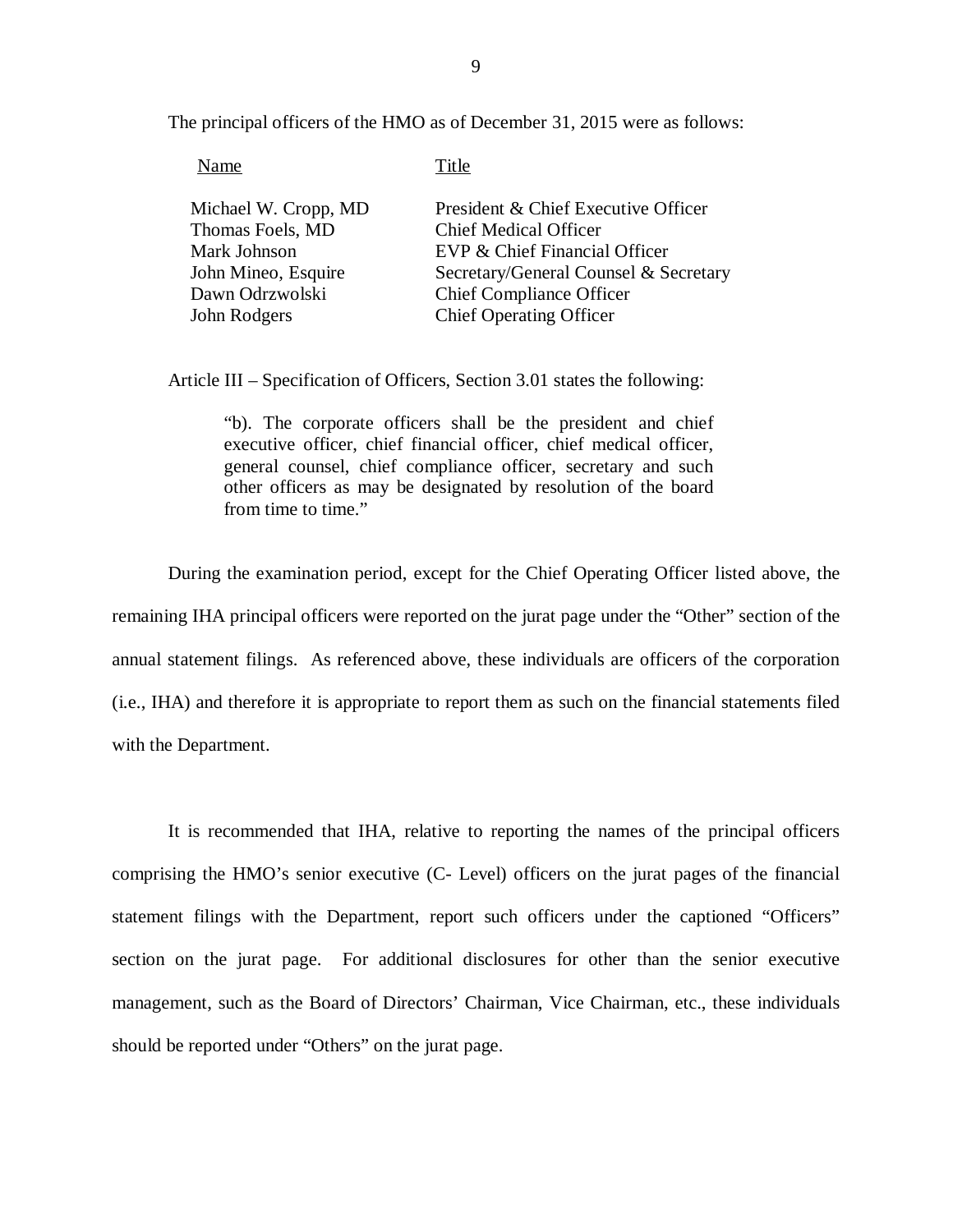The principal officers of the HMO as of December 31, 2015 were as follows:

| Name | Title |
|---|---|
| Michael W. Cropp, MD | President & Chief Executive Officer |
| Thomas Foels, MD | Chief Medical Officer |
| Mark Johnson | EVP & Chief Financial Officer |
| John Mineo, Esquire | Secretary/General Counsel & Secretary |
| Dawn Odrzwolski | Chief Compliance Officer |
| John Rodgers | Chief Operating Officer |

Article III – Specification of Officers, Section 3.01 states the following:

> "b). The corporate officers shall be the president and chief executive officer, chief financial officer, chief medical officer, general counsel, chief compliance officer, secretary and such other officers as may be designated by resolution of the board from time to time."

During the examination period, except for the Chief Operating Officer listed above, the remaining IHA principal officers were reported on the jurat page under the "Other" section of the annual statement filings. As referenced above, these individuals are officers of the corporation (i.e., IHA) and therefore it is appropriate to report them as such on the financial statements filed with the Department.

It is recommended that IHA, relative to reporting the names of the principal officers comprising the HMO's senior executive (C- Level) officers on the jurat pages of the financial statement filings with the Department, report such officers under the captioned "Officers" section on the jurat page. For additional disclosures for other than the senior executive management, such as the Board of Directors' Chairman, Vice Chairman, etc., these individuals should be reported under "Others" on the jurat page.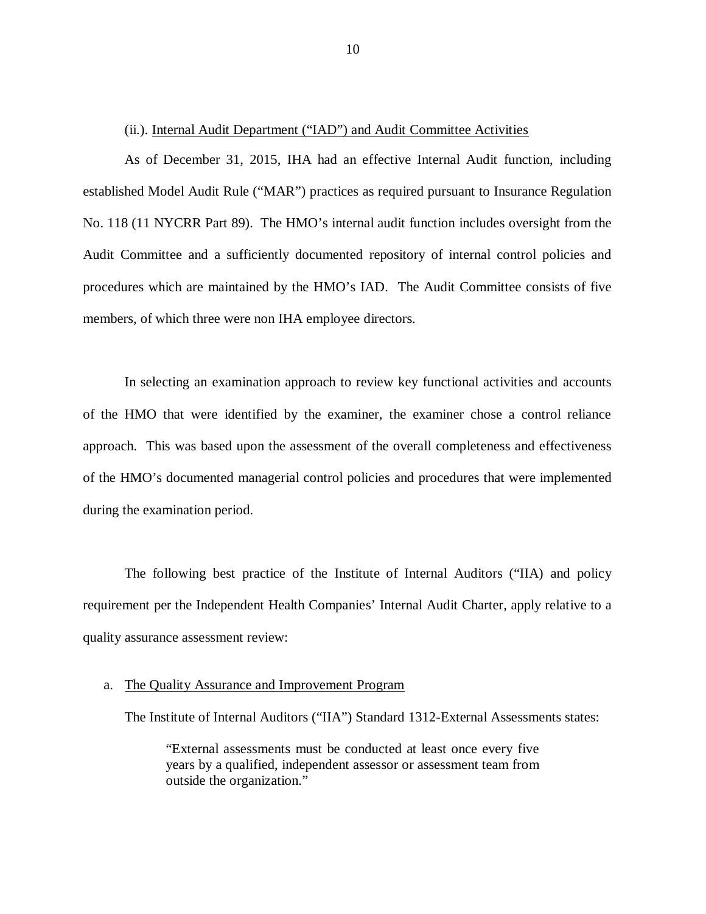(ii.). Internal Audit Department ("IAD") and Audit Committee Activities

As of December 31, 2015, IHA had an effective Internal Audit function, including established Model Audit Rule ("MAR") practices as required pursuant to Insurance Regulation No. 118 (11 NYCRR Part 89). The HMO's internal audit function includes oversight from the Audit Committee and a sufficiently documented repository of internal control policies and procedures which are maintained by the HMO's IAD. The Audit Committee consists of five members, of which three were non IHA employee directors.

In selecting an examination approach to review key functional activities and accounts of the HMO that were identified by the examiner, the examiner chose a control reliance approach. This was based upon the assessment of the overall completeness and effectiveness of the HMO's documented managerial control policies and procedures that were implemented during the examination period.

The following best practice of the Institute of Internal Auditors ("IIA) and policy requirement per the Independent Health Companies' Internal Audit Charter, apply relative to a quality assurance assessment review:

a. The Quality Assurance and Improvement Program

The Institute of Internal Auditors ("IIA") Standard 1312-External Assessments states:

> "External assessments must be conducted at least once every five years by a qualified, independent assessor or assessment team from outside the organization."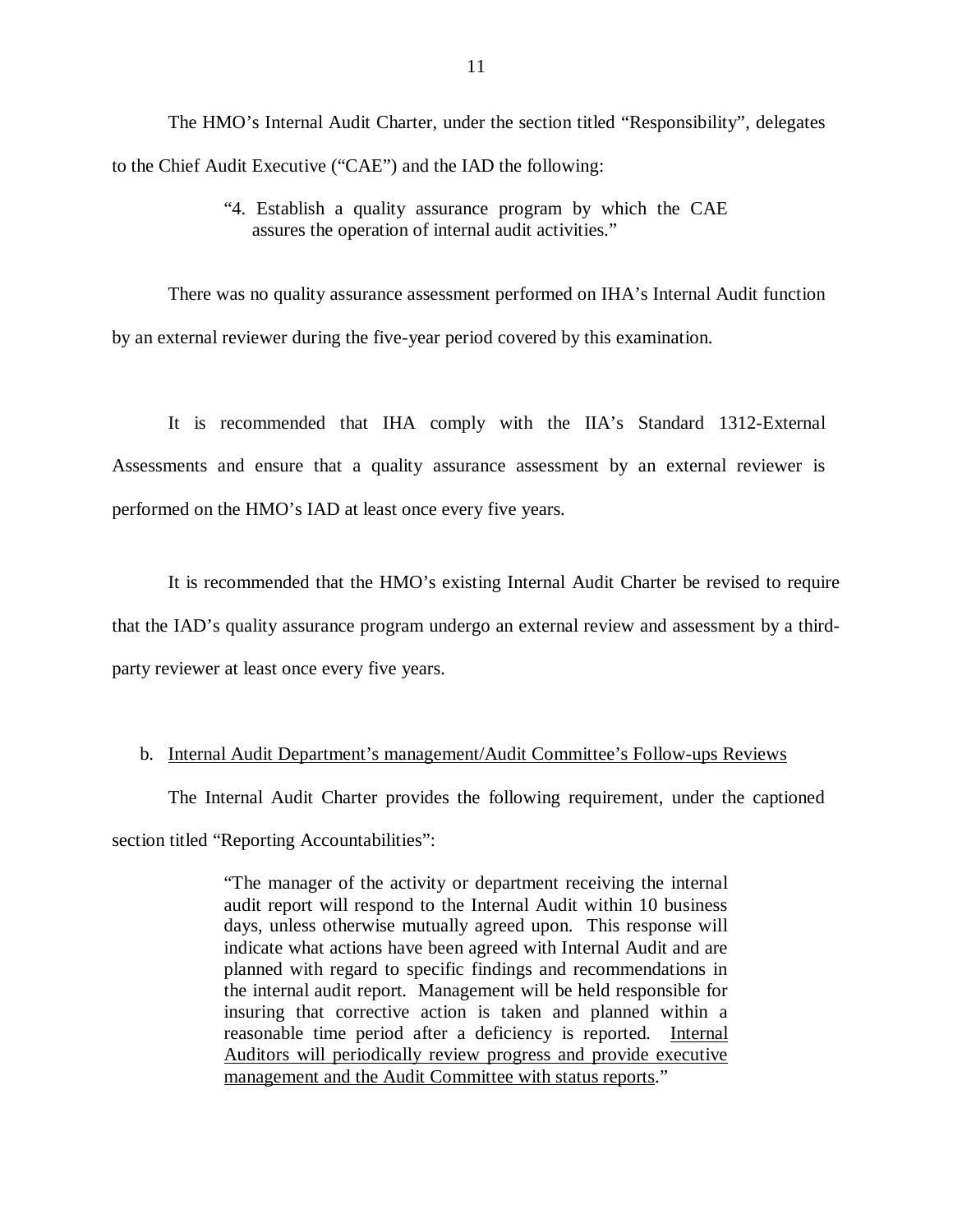The HMO's Internal Audit Charter, under the section titled "Responsibility", delegates to the Chief Audit Executive ("CAE") and the IAD the following:

> "4. Establish a quality assurance program by which the CAE assures the operation of internal audit activities."

There was no quality assurance assessment performed on IHA's Internal Audit function by an external reviewer during the five-year period covered by this examination.

It is recommended that IHA comply with the IIA's Standard 1312-External Assessments and ensure that a quality assurance assessment by an external reviewer is performed on the HMO's IAD at least once every five years.

It is recommended that the HMO's existing Internal Audit Charter be revised to require that the IAD's quality assurance program undergo an external review and assessment by a third-party reviewer at least once every five years.

b. Internal Audit Department's management/Audit Committee's Follow-ups Reviews

The Internal Audit Charter provides the following requirement, under the captioned section titled "Reporting Accountabilities":

> "The manager of the activity or department receiving the internal audit report will respond to the Internal Audit within 10 business days, unless otherwise mutually agreed upon. This response will indicate what actions have been agreed with Internal Audit and are planned with regard to specific findings and recommendations in the internal audit report. Management will be held responsible for insuring that corrective action is taken and planned within a reasonable time period after a deficiency is reported. Internal Auditors will periodically review progress and provide executive management and the Audit Committee with status reports."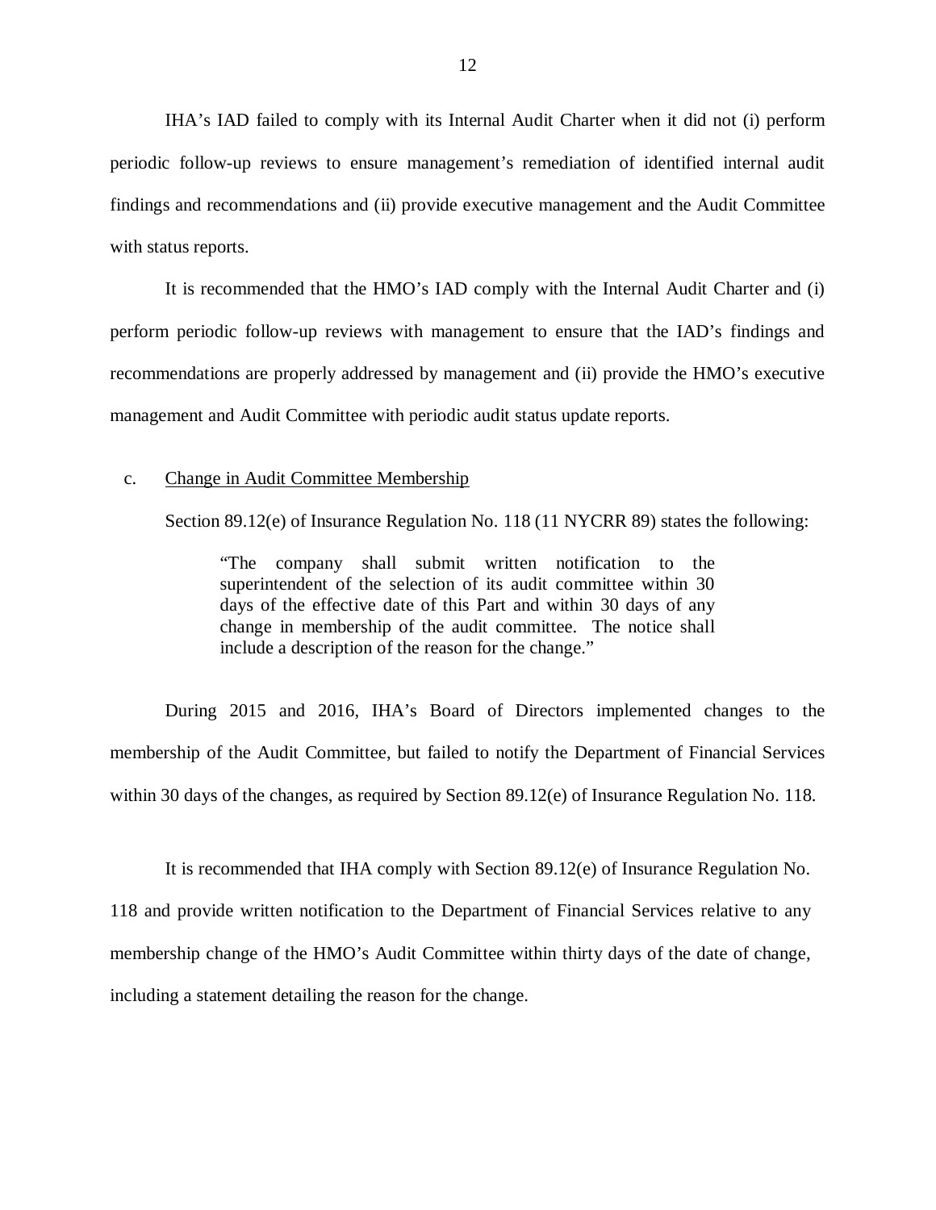IHA's IAD failed to comply with its Internal Audit Charter when it did not (i) perform periodic follow-up reviews to ensure management's remediation of identified internal audit findings and recommendations and (ii) provide executive management and the Audit Committee with status reports.

It is recommended that the HMO's IAD comply with the Internal Audit Charter and (i) perform periodic follow-up reviews with management to ensure that the IAD's findings and recommendations are properly addressed by management and (ii) provide the HMO's executive management and Audit Committee with periodic audit status update reports.

c. Change in Audit Committee Membership

Section 89.12(e) of Insurance Regulation No. 118 (11 NYCRR 89) states the following:

> "The company shall submit written notification to the superintendent of the selection of its audit committee within 30 days of the effective date of this Part and within 30 days of any change in membership of the audit committee. The notice shall include a description of the reason for the change."

During 2015 and 2016, IHA's Board of Directors implemented changes to the membership of the Audit Committee, but failed to notify the Department of Financial Services within 30 days of the changes, as required by Section 89.12(e) of Insurance Regulation No. 118.

It is recommended that IHA comply with Section 89.12(e) of Insurance Regulation No. 118 and provide written notification to the Department of Financial Services relative to any membership change of the HMO's Audit Committee within thirty days of the date of change, including a statement detailing the reason for the change.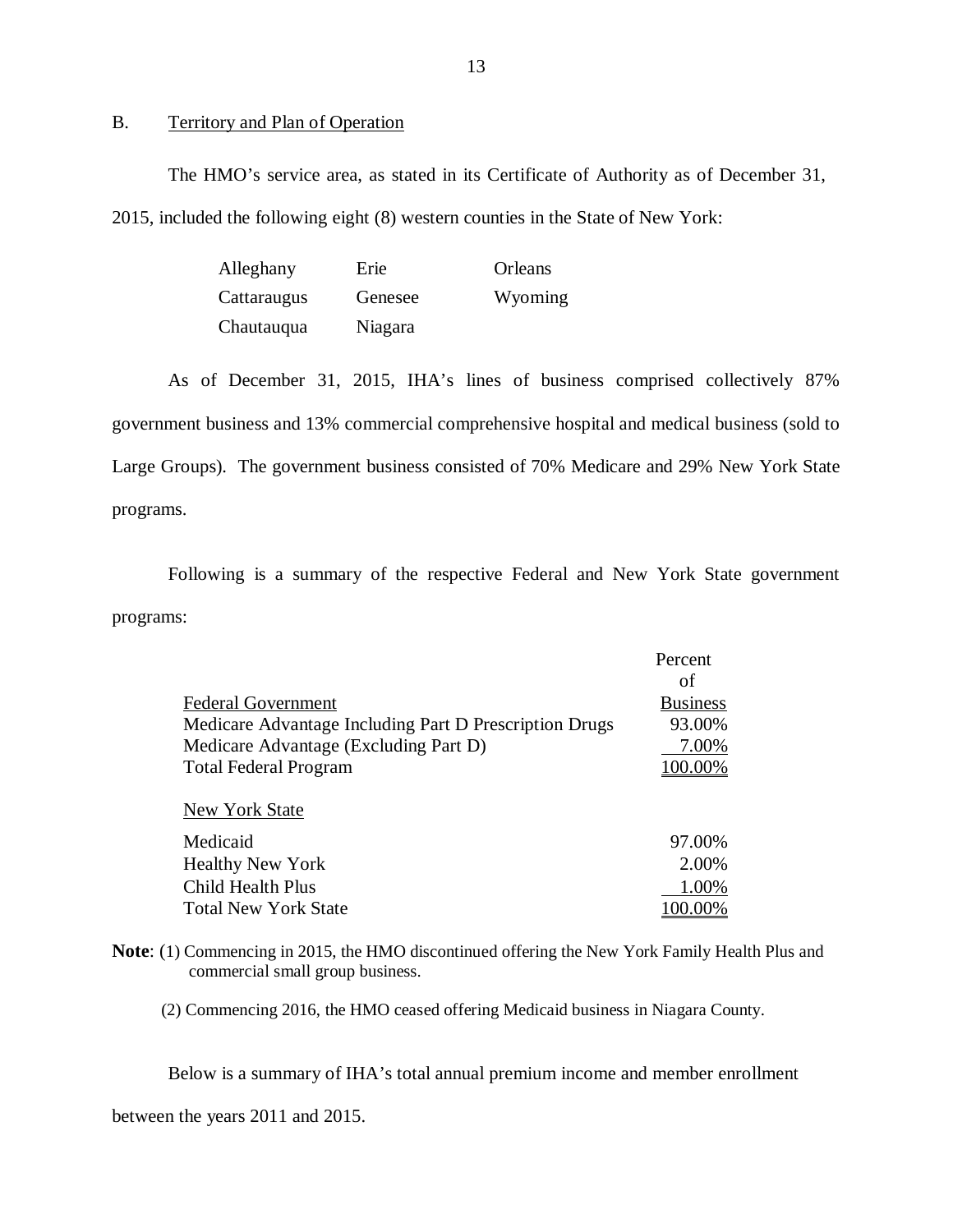## B. Territory and Plan of Operation

The HMO's service area, as stated in its Certificate of Authority as of December 31, 2015, included the following eight (8) western counties in the State of New York:

| | | |
|---|---|---|
| Alleghany | Erie | Orleans |
| Cattaraugus | Genesee | Wyoming |
| Chautauqua | Niagara | |

As of December 31, 2015, IHA's lines of business comprised collectively 87% government business and 13% commercial comprehensive hospital and medical business (sold to Large Groups). The government business consisted of 70% Medicare and 29% New York State programs.

Following is a summary of the respective Federal and New York State government programs:

| Federal Government | Percent of Business |
|---|---|
| Medicare Advantage Including Part D Prescription Drugs | 93.00% |
| Medicare Advantage (Excluding Part D) | 7.00% |
| Total Federal Program | 100.00% |
| **New York State** | |
| Medicaid | 97.00% |
| Healthy New York | 2.00% |
| Child Health Plus | 1.00% |
| Total New York State | 100.00% |

**Note**: (1) Commencing in 2015, the HMO discontinued offering the New York Family Health Plus and commercial small group business.

(2) Commencing 2016, the HMO ceased offering Medicaid business in Niagara County.

Below is a summary of IHA's total annual premium income and member enrollment between the years 2011 and 2015.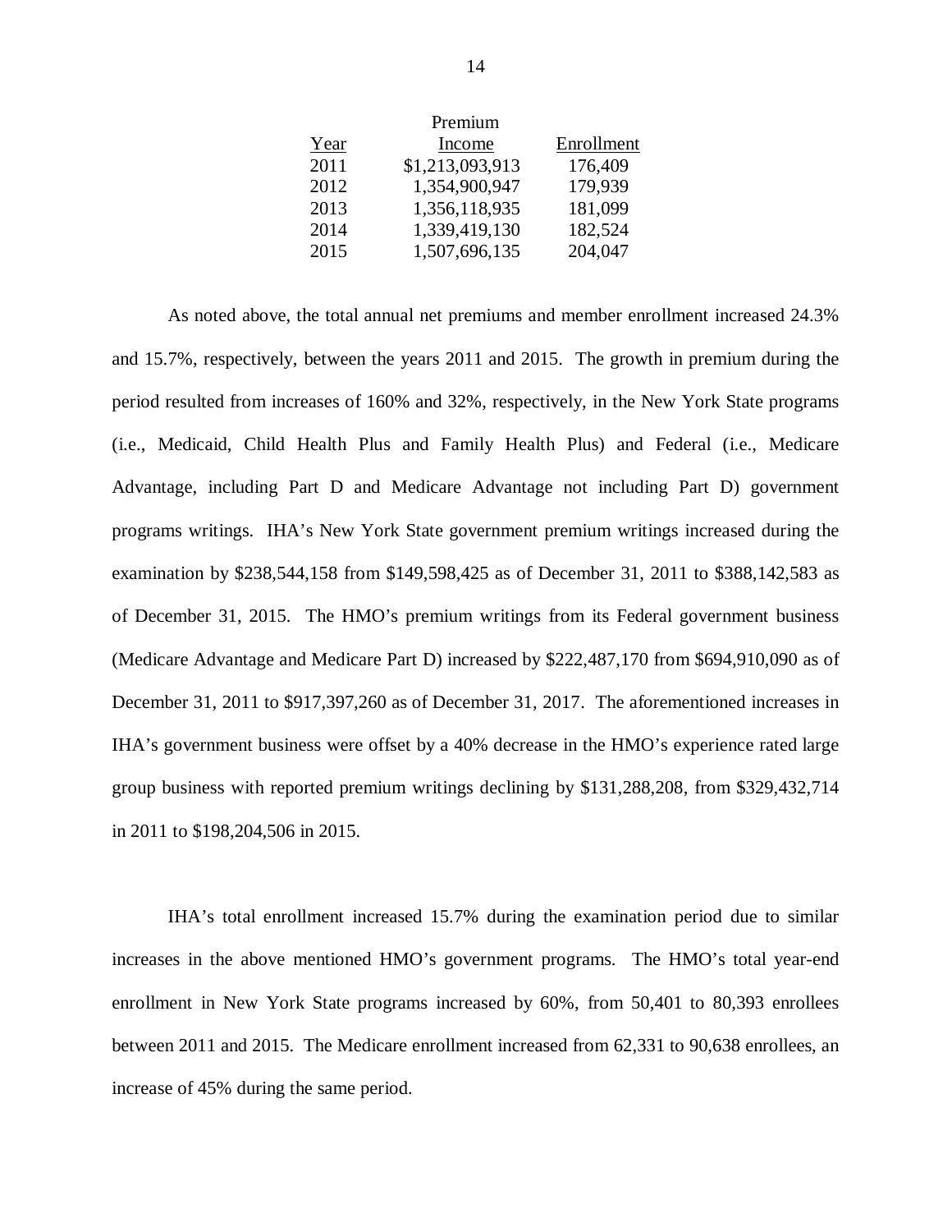| Year | Premium Income | Enrollment |
| --- | --- | --- |
| 2011 | $1,213,093,913 | 176,409 |
| 2012 | 1,354,900,947 | 179,939 |
| 2013 | 1,356,118,935 | 181,099 |
| 2014 | 1,339,419,130 | 182,524 |
| 2015 | 1,507,696,135 | 204,047 |

As noted above, the total annual net premiums and member enrollment increased 24.3% and 15.7%, respectively, between the years 2011 and 2015. The growth in premium during the period resulted from increases of 160% and 32%, respectively, in the New York State programs (i.e., Medicaid, Child Health Plus and Family Health Plus) and Federal (i.e., Medicare Advantage, including Part D and Medicare Advantage not including Part D) government programs writings. IHA's New York State government premium writings increased during the examination by $238,544,158 from $149,598,425 as of December 31, 2011 to $388,142,583 as of December 31, 2015. The HMO's premium writings from its Federal government business (Medicare Advantage and Medicare Part D) increased by $222,487,170 from $694,910,090 as of December 31, 2011 to $917,397,260 as of December 31, 2017. The aforementioned increases in IHA's government business were offset by a 40% decrease in the HMO's experience rated large group business with reported premium writings declining by $131,288,208, from $329,432,714 in 2011 to $198,204,506 in 2015.

IHA's total enrollment increased 15.7% during the examination period due to similar increases in the above mentioned HMO's government programs. The HMO's total year-end enrollment in New York State programs increased by 60%, from 50,401 to 80,393 enrollees between 2011 and 2015. The Medicare enrollment increased from 62,331 to 90,638 enrollees, an increase of 45% during the same period.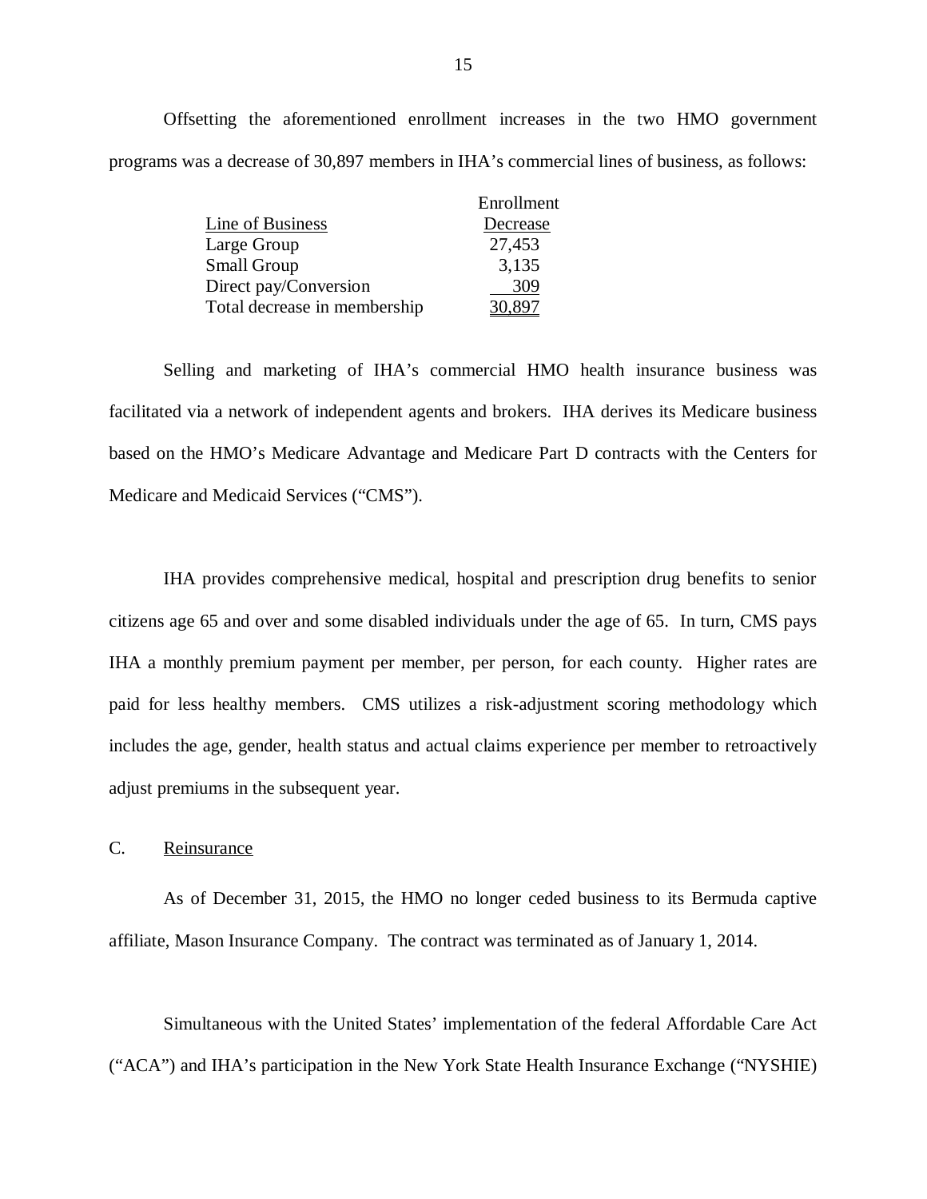Offsetting the aforementioned enrollment increases in the two HMO government programs was a decrease of 30,897 members in IHA's commercial lines of business, as follows:

| Line of Business | Enrollment Decrease |
|---|---|
| Large Group | 27,453 |
| Small Group | 3,135 |
| Direct pay/Conversion | 309 |
| Total decrease in membership | 30,897 |

Selling and marketing of IHA's commercial HMO health insurance business was facilitated via a network of independent agents and brokers. IHA derives its Medicare business based on the HMO's Medicare Advantage and Medicare Part D contracts with the Centers for Medicare and Medicaid Services ("CMS").

IHA provides comprehensive medical, hospital and prescription drug benefits to senior citizens age 65 and over and some disabled individuals under the age of 65. In turn, CMS pays IHA a monthly premium payment per member, per person, for each county. Higher rates are paid for less healthy members. CMS utilizes a risk-adjustment scoring methodology which includes the age, gender, health status and actual claims experience per member to retroactively adjust premiums in the subsequent year.

C. Reinsurance

As of December 31, 2015, the HMO no longer ceded business to its Bermuda captive affiliate, Mason Insurance Company. The contract was terminated as of January 1, 2014.

Simultaneous with the United States' implementation of the federal Affordable Care Act ("ACA") and IHA's participation in the New York State Health Insurance Exchange ("NYSHIE)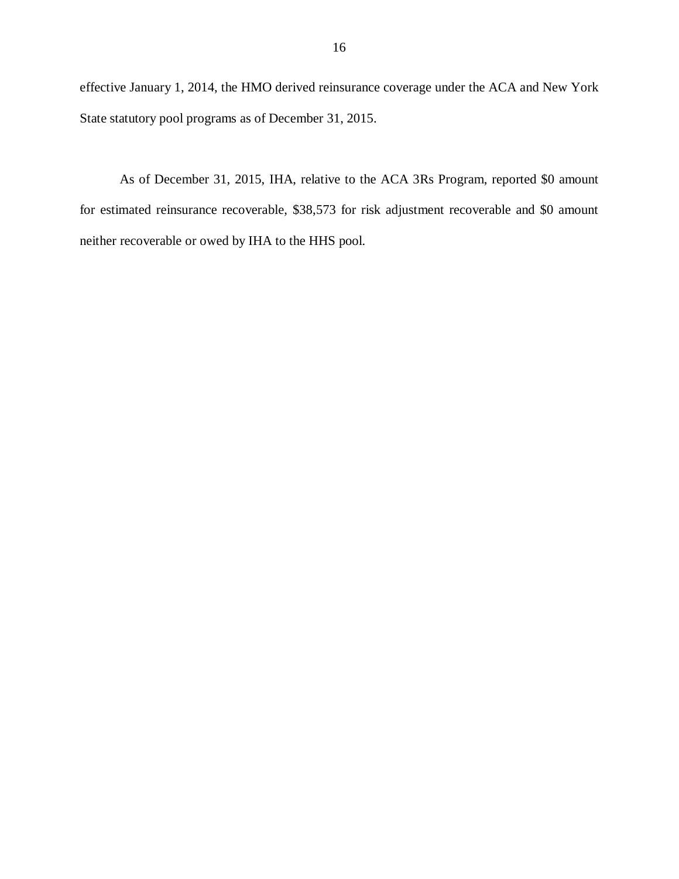effective January 1, 2014, the HMO derived reinsurance coverage under the ACA and New York State statutory pool programs as of December 31, 2015.

As of December 31, 2015, IHA, relative to the ACA 3Rs Program, reported $0 amount for estimated reinsurance recoverable, $38,573 for risk adjustment recoverable and $0 amount neither recoverable or owed by IHA to the HHS pool.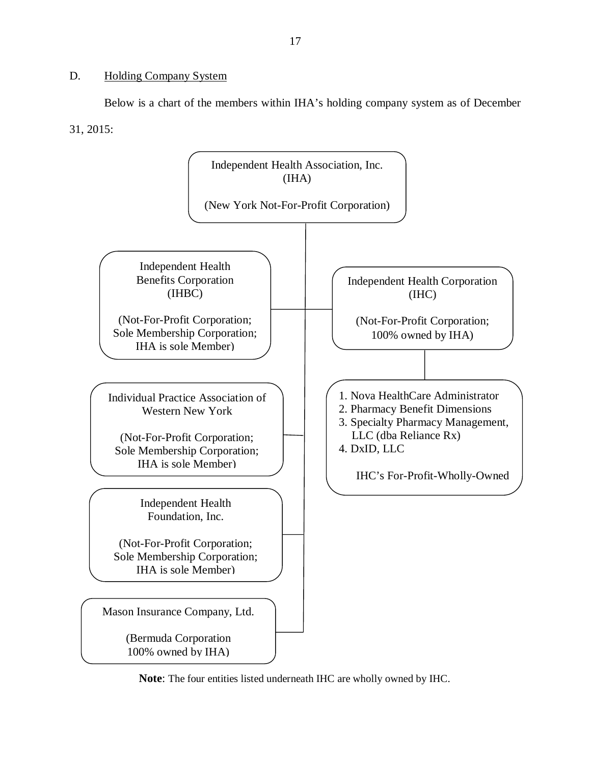D. Holding Company System

Below is a chart of the members within IHA's holding company system as of December 31, 2015:

Independent Health Association, Inc.
(IHA)

(New York Not-For-Profit Corporation)

Independent Health Benefits Corporation
(IHBC)

(Not-For-Profit Corporation;
Sole Membership Corporation;
IHA is sole Member)

Independent Health Corporation
(IHC)

(Not-For-Profit Corporation;
100% owned by IHA)

Individual Practice Association of Western New York

(Not-For-Profit Corporation;
Sole Membership Corporation;
IHA is sole Member)

1. Nova HealthCare Administrator
2. Pharmacy Benefit Dimensions
3. Specialty Pharmacy Management, LLC (dba Reliance Rx)
4. DxID, LLC

IHC's For-Profit-Wholly-Owned

Independent Health Foundation, Inc.

(Not-For-Profit Corporation;
Sole Membership Corporation;
IHA is sole Member)

Mason Insurance Company, Ltd.

(Bermuda Corporation
100% owned by IHA)

**Note**: The four entities listed underneath IHC are wholly owned by IHC.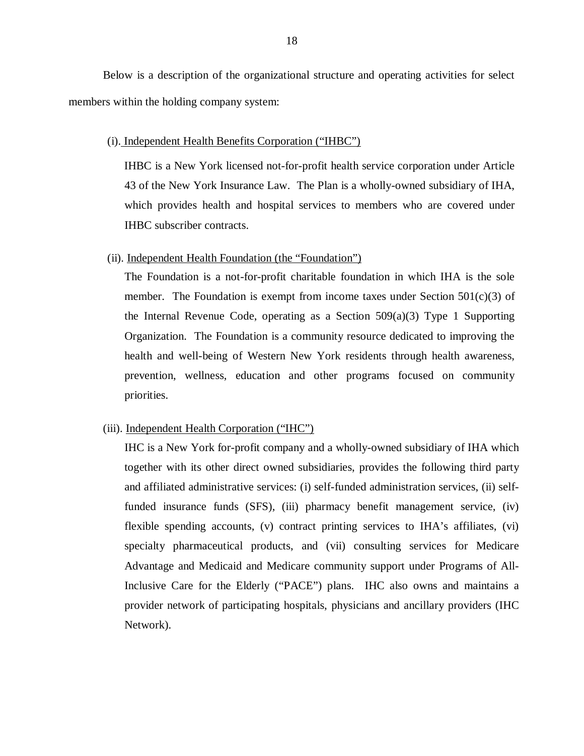Below is a description of the organizational structure and operating activities for select members within the holding company system:

(i). Independent Health Benefits Corporation ("IHBC")

IHBC is a New York licensed not-for-profit health service corporation under Article 43 of the New York Insurance Law. The Plan is a wholly-owned subsidiary of IHA, which provides health and hospital services to members who are covered under IHBC subscriber contracts.

(ii). Independent Health Foundation (the "Foundation")

The Foundation is a not-for-profit charitable foundation in which IHA is the sole member. The Foundation is exempt from income taxes under Section 501(c)(3) of the Internal Revenue Code, operating as a Section 509(a)(3) Type 1 Supporting Organization. The Foundation is a community resource dedicated to improving the health and well-being of Western New York residents through health awareness, prevention, wellness, education and other programs focused on community priorities.

(iii). Independent Health Corporation ("IHC")

IHC is a New York for-profit company and a wholly-owned subsidiary of IHA which together with its other direct owned subsidiaries, provides the following third party and affiliated administrative services: (i) self-funded administration services, (ii) self-funded insurance funds (SFS), (iii) pharmacy benefit management service, (iv) flexible spending accounts, (v) contract printing services to IHA's affiliates, (vi) specialty pharmaceutical products, and (vii) consulting services for Medicare Advantage and Medicaid and Medicare community support under Programs of All-Inclusive Care for the Elderly ("PACE") plans. IHC also owns and maintains a provider network of participating hospitals, physicians and ancillary providers (IHC Network).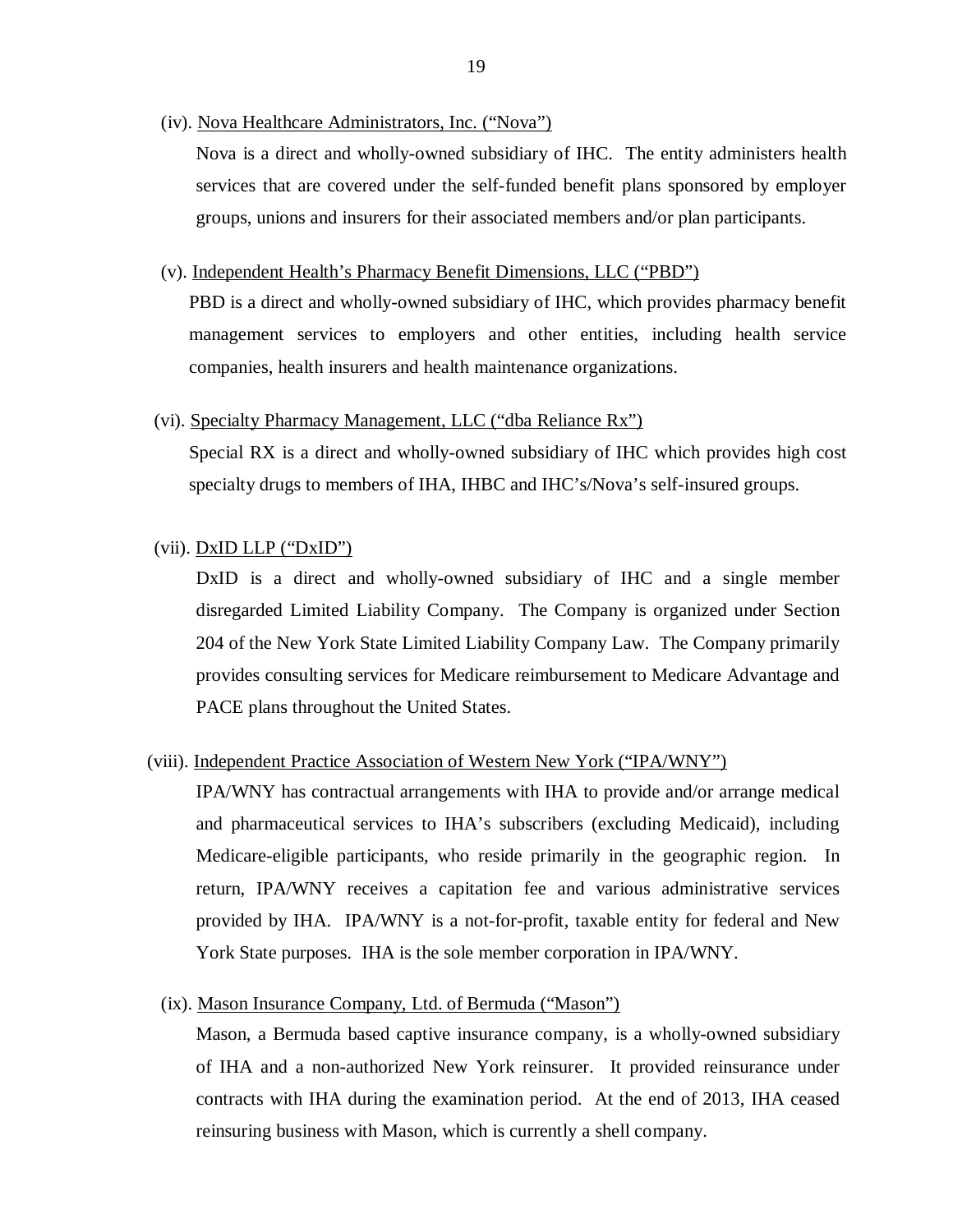(iv). <u>Nova Healthcare Administrators, Inc. ("Nova")</u>

Nova is a direct and wholly-owned subsidiary of IHC. The entity administers health services that are covered under the self-funded benefit plans sponsored by employer groups, unions and insurers for their associated members and/or plan participants.

(v). <u>Independent Health's Pharmacy Benefit Dimensions, LLC ("PBD")</u>

PBD is a direct and wholly-owned subsidiary of IHC, which provides pharmacy benefit management services to employers and other entities, including health service companies, health insurers and health maintenance organizations.

(vi). <u>Specialty Pharmacy Management, LLC ("dba Reliance Rx")</u>

Special RX is a direct and wholly-owned subsidiary of IHC which provides high cost specialty drugs to members of IHA, IHBC and IHC's/Nova's self-insured groups.

(vii). <u>DxID LLP ("DxID")</u>

DxID is a direct and wholly-owned subsidiary of IHC and a single member disregarded Limited Liability Company. The Company is organized under Section 204 of the New York State Limited Liability Company Law. The Company primarily provides consulting services for Medicare reimbursement to Medicare Advantage and PACE plans throughout the United States.

(viii). <u>Independent Practice Association of Western New York ("IPA/WNY")</u>

IPA/WNY has contractual arrangements with IHA to provide and/or arrange medical and pharmaceutical services to IHA's subscribers (excluding Medicaid), including Medicare-eligible participants, who reside primarily in the geographic region. In return, IPA/WNY receives a capitation fee and various administrative services provided by IHA. IPA/WNY is a not-for-profit, taxable entity for federal and New York State purposes. IHA is the sole member corporation in IPA/WNY.

(ix). <u>Mason Insurance Company, Ltd. of Bermuda ("Mason")</u>

Mason, a Bermuda based captive insurance company, is a wholly-owned subsidiary of IHA and a non-authorized New York reinsurer. It provided reinsurance under contracts with IHA during the examination period. At the end of 2013, IHA ceased reinsuring business with Mason, which is currently a shell company.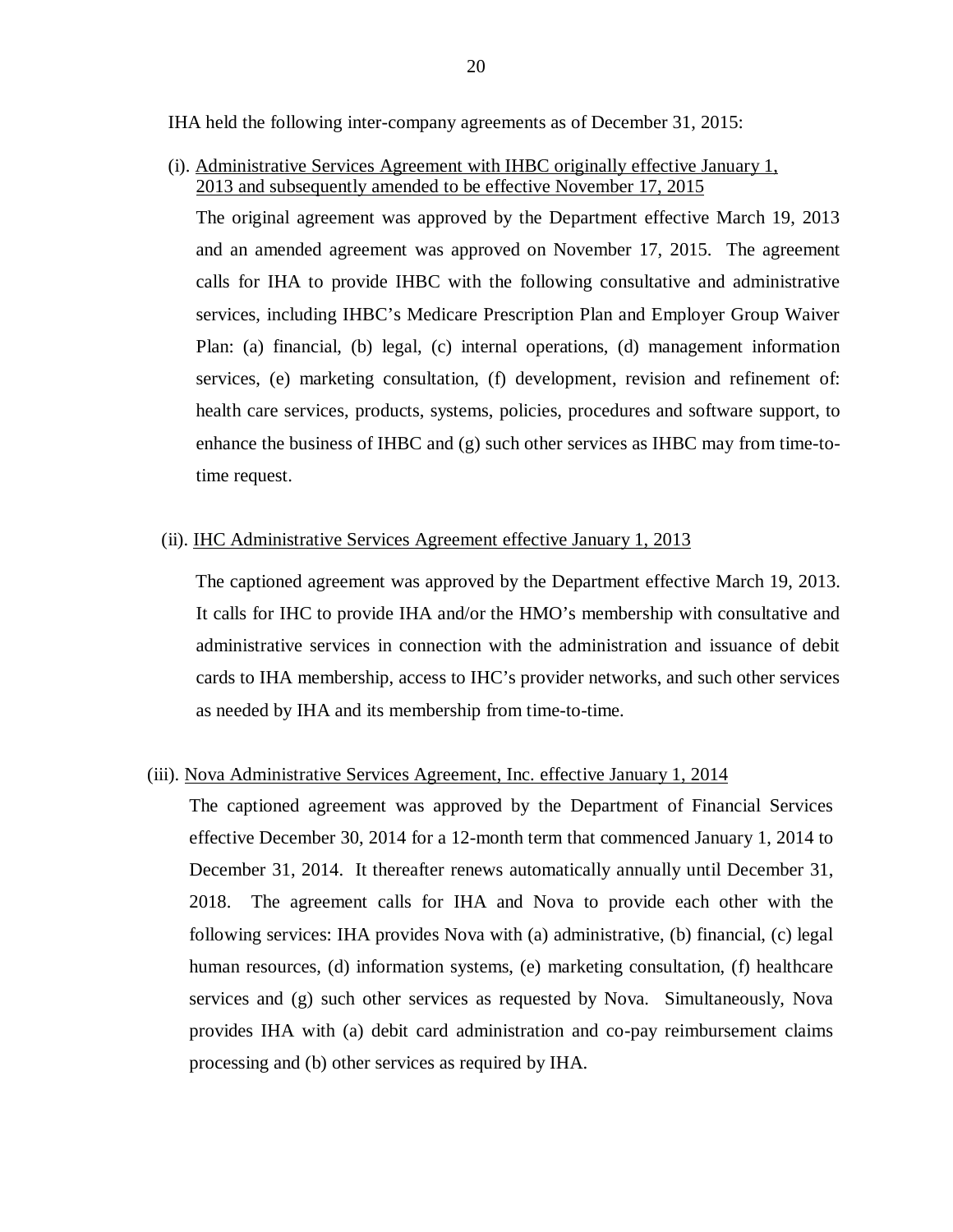IHA held the following inter-company agreements as of December 31, 2015:

(i). <u>Administrative Services Agreement with IHBC originally effective January 1, 2013 and subsequently amended to be effective November 17, 2015</u>

The original agreement was approved by the Department effective March 19, 2013 and an amended agreement was approved on November 17, 2015. The agreement calls for IHA to provide IHBC with the following consultative and administrative services, including IHBC's Medicare Prescription Plan and Employer Group Waiver Plan: (a) financial, (b) legal, (c) internal operations, (d) management information services, (e) marketing consultation, (f) development, revision and refinement of: health care services, products, systems, policies, procedures and software support, to enhance the business of IHBC and (g) such other services as IHBC may from time-to-time request.

(ii). <u>IHC Administrative Services Agreement effective January 1, 2013</u>

The captioned agreement was approved by the Department effective March 19, 2013. It calls for IHC to provide IHA and/or the HMO's membership with consultative and administrative services in connection with the administration and issuance of debit cards to IHA membership, access to IHC's provider networks, and such other services as needed by IHA and its membership from time-to-time.

(iii). <u>Nova Administrative Services Agreement, Inc. effective January 1, 2014</u>

The captioned agreement was approved by the Department of Financial Services effective December 30, 2014 for a 12-month term that commenced January 1, 2014 to December 31, 2014. It thereafter renews automatically annually until December 31, 2018. The agreement calls for IHA and Nova to provide each other with the following services: IHA provides Nova with (a) administrative, (b) financial, (c) legal human resources, (d) information systems, (e) marketing consultation, (f) healthcare services and (g) such other services as requested by Nova. Simultaneously, Nova provides IHA with (a) debit card administration and co-pay reimbursement claims processing and (b) other services as required by IHA.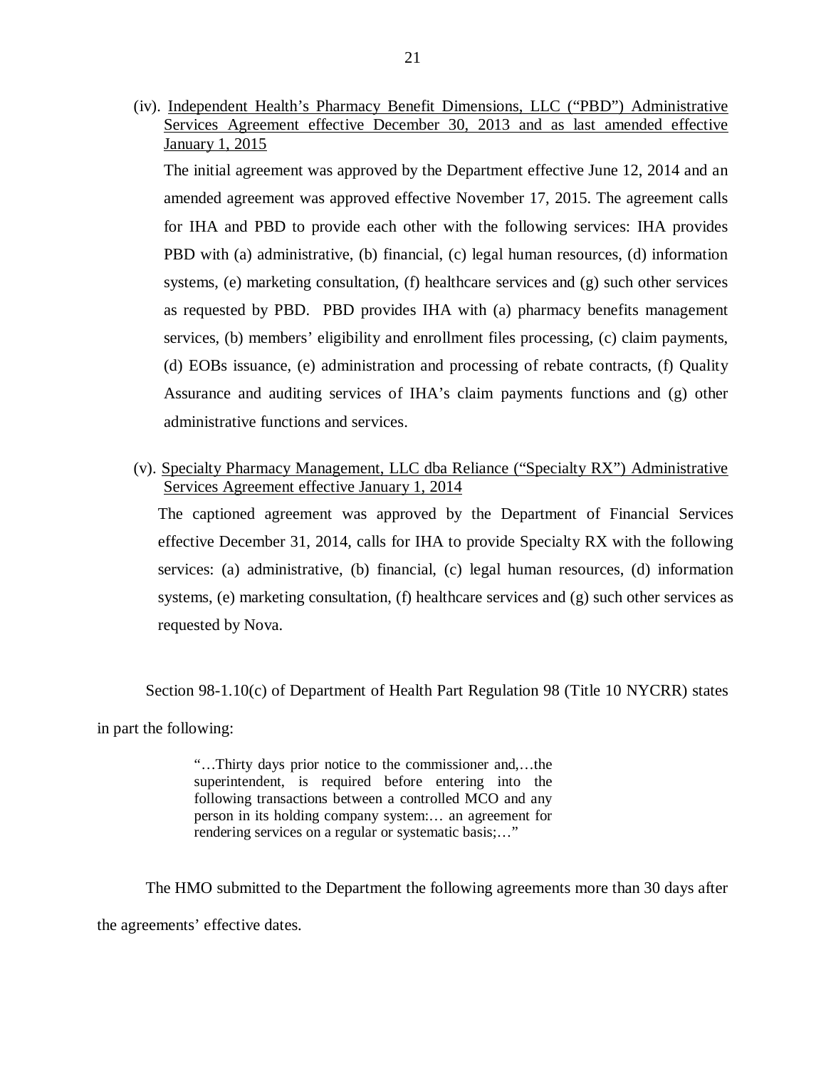(iv). Independent Health's Pharmacy Benefit Dimensions, LLC ("PBD") Administrative Services Agreement effective December 30, 2013 and as last amended effective January 1, 2015

The initial agreement was approved by the Department effective June 12, 2014 and an amended agreement was approved effective November 17, 2015. The agreement calls for IHA and PBD to provide each other with the following services: IHA provides PBD with (a) administrative, (b) financial, (c) legal human resources, (d) information systems, (e) marketing consultation, (f) healthcare services and (g) such other services as requested by PBD. PBD provides IHA with (a) pharmacy benefits management services, (b) members' eligibility and enrollment files processing, (c) claim payments, (d) EOBs issuance, (e) administration and processing of rebate contracts, (f) Quality Assurance and auditing services of IHA's claim payments functions and (g) other administrative functions and services.

(v). Specialty Pharmacy Management, LLC dba Reliance ("Specialty RX") Administrative Services Agreement effective January 1, 2014

The captioned agreement was approved by the Department of Financial Services effective December 31, 2014, calls for IHA to provide Specialty RX with the following services: (a) administrative, (b) financial, (c) legal human resources, (d) information systems, (e) marketing consultation, (f) healthcare services and (g) such other services as requested by Nova.

Section 98-1.10(c) of Department of Health Part Regulation 98 (Title 10 NYCRR) states in part the following:

> "…Thirty days prior notice to the commissioner and,…the superintendent, is required before entering into the following transactions between a controlled MCO and any person in its holding company system:… an agreement for rendering services on a regular or systematic basis;…"

The HMO submitted to the Department the following agreements more than 30 days after the agreements' effective dates.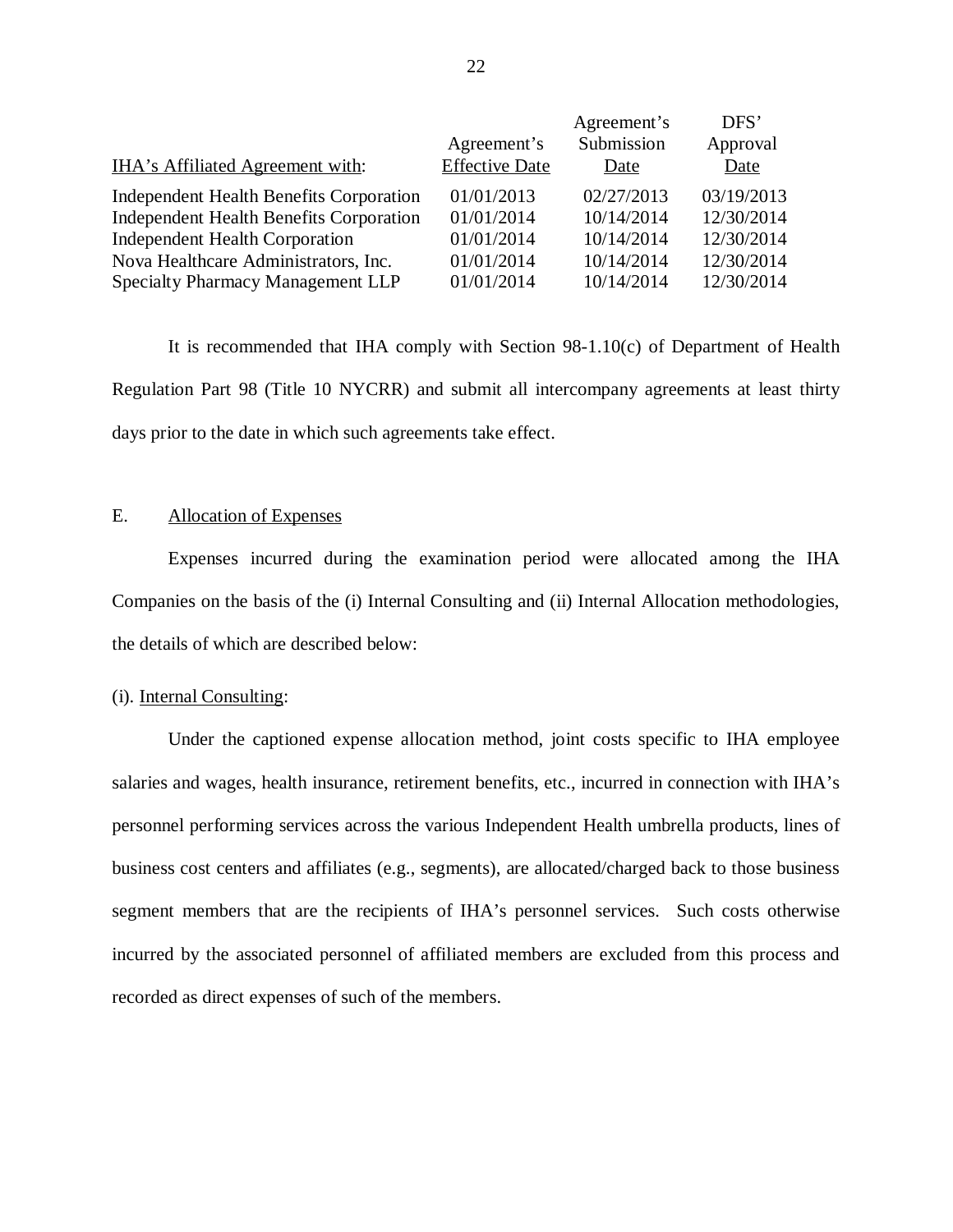| IHA's Affiliated Agreement with: | Agreement's Effective Date | Agreement's Submission Date | DFS' Approval Date |
|---|---|---|---|
| Independent Health Benefits Corporation | 01/01/2013 | 02/27/2013 | 03/19/2013 |
| Independent Health Benefits Corporation | 01/01/2014 | 10/14/2014 | 12/30/2014 |
| Independent Health Corporation | 01/01/2014 | 10/14/2014 | 12/30/2014 |
| Nova Healthcare Administrators, Inc. | 01/01/2014 | 10/14/2014 | 12/30/2014 |
| Specialty Pharmacy Management LLP | 01/01/2014 | 10/14/2014 | 12/30/2014 |

It is recommended that IHA comply with Section 98-1.10(c) of Department of Health Regulation Part 98 (Title 10 NYCRR) and submit all intercompany agreements at least thirty days prior to the date in which such agreements take effect.

## E. Allocation of Expenses

Expenses incurred during the examination period were allocated among the IHA Companies on the basis of the (i) Internal Consulting and (ii) Internal Allocation methodologies, the details of which are described below:

(i). Internal Consulting:

Under the captioned expense allocation method, joint costs specific to IHA employee salaries and wages, health insurance, retirement benefits, etc., incurred in connection with IHA's personnel performing services across the various Independent Health umbrella products, lines of business cost centers and affiliates (e.g., segments), are allocated/charged back to those business segment members that are the recipients of IHA's personnel services. Such costs otherwise incurred by the associated personnel of affiliated members are excluded from this process and recorded as direct expenses of such of the members.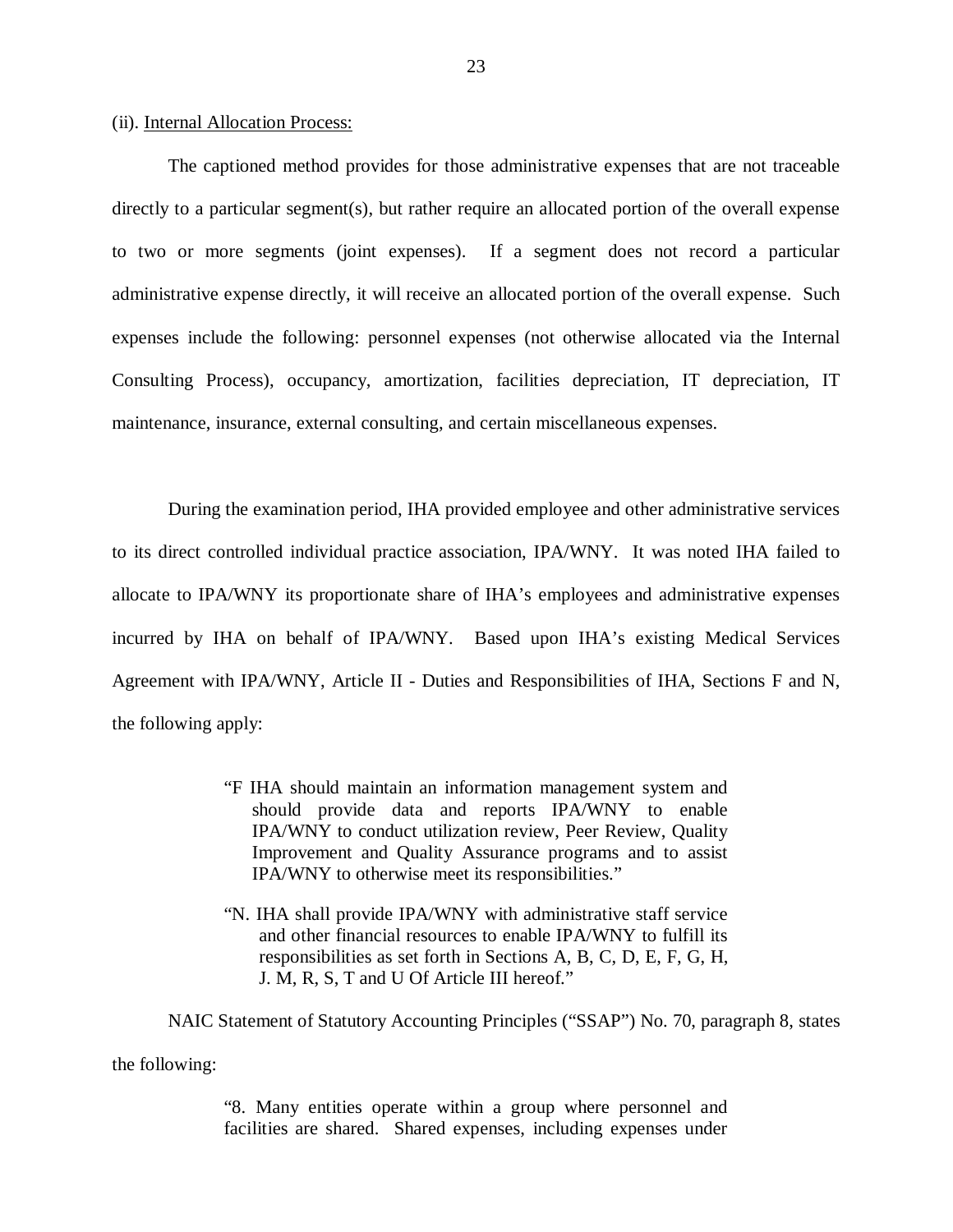(ii). Internal Allocation Process:

The captioned method provides for those administrative expenses that are not traceable directly to a particular segment(s), but rather require an allocated portion of the overall expense to two or more segments (joint expenses). If a segment does not record a particular administrative expense directly, it will receive an allocated portion of the overall expense. Such expenses include the following: personnel expenses (not otherwise allocated via the Internal Consulting Process), occupancy, amortization, facilities depreciation, IT depreciation, IT maintenance, insurance, external consulting, and certain miscellaneous expenses.

During the examination period, IHA provided employee and other administrative services to its direct controlled individual practice association, IPA/WNY. It was noted IHA failed to allocate to IPA/WNY its proportionate share of IHA's employees and administrative expenses incurred by IHA on behalf of IPA/WNY. Based upon IHA's existing Medical Services Agreement with IPA/WNY, Article II - Duties and Responsibilities of IHA, Sections F and N, the following apply:

> "F IHA should maintain an information management system and should provide data and reports IPA/WNY to enable IPA/WNY to conduct utilization review, Peer Review, Quality Improvement and Quality Assurance programs and to assist IPA/WNY to otherwise meet its responsibilities."
>
> "N. IHA shall provide IPA/WNY with administrative staff service and other financial resources to enable IPA/WNY to fulfill its responsibilities as set forth in Sections A, B, C, D, E, F, G, H, J. M, R, S, T and U Of Article III hereof."

NAIC Statement of Statutory Accounting Principles ("SSAP") No. 70, paragraph 8, states the following:

> "8. Many entities operate within a group where personnel and facilities are shared. Shared expenses, including expenses under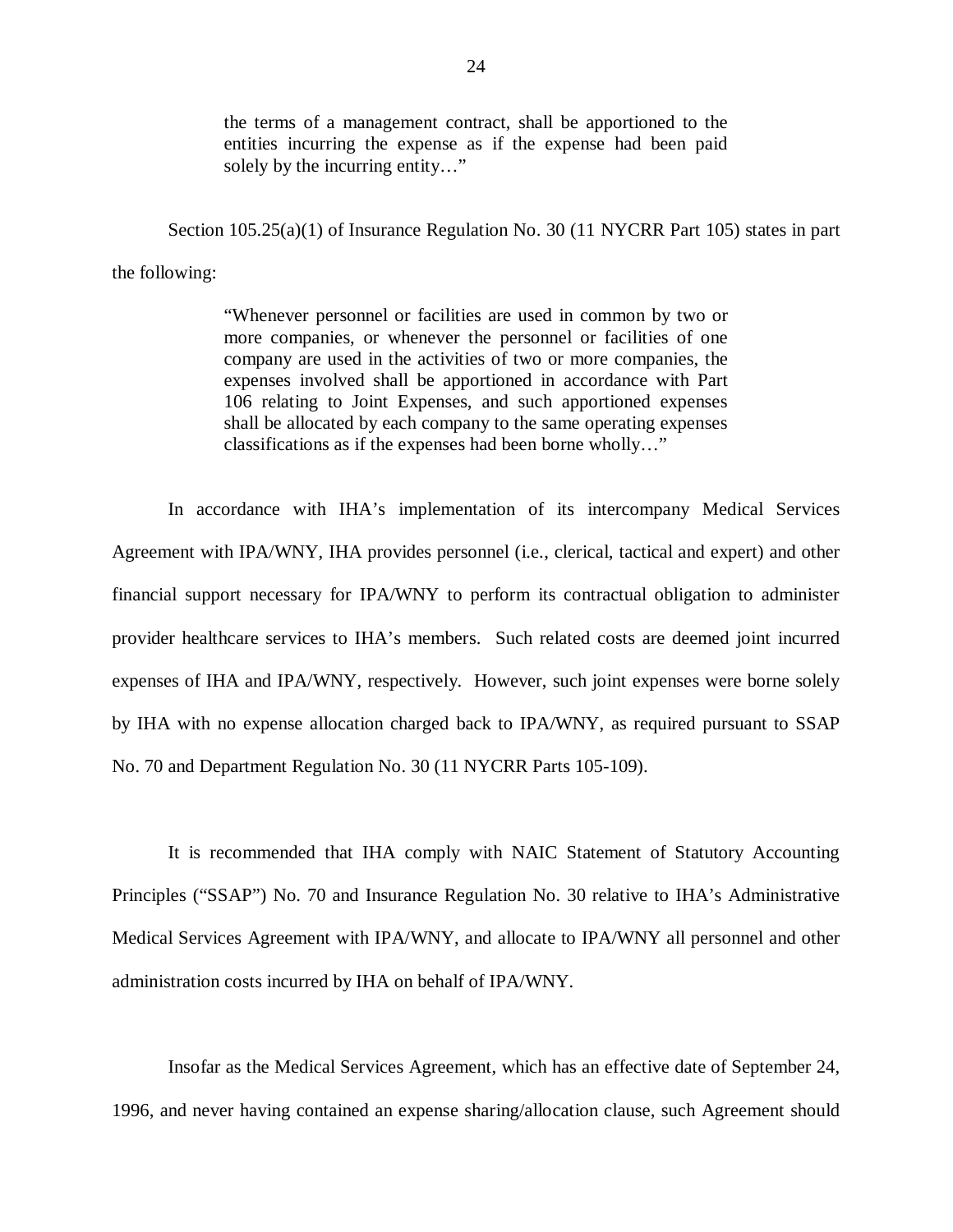> the terms of a management contract, shall be apportioned to the entities incurring the expense as if the expense had been paid solely by the incurring entity…"

Section 105.25(a)(1) of Insurance Regulation No. 30 (11 NYCRR Part 105) states in part the following:

> "Whenever personnel or facilities are used in common by two or more companies, or whenever the personnel or facilities of one company are used in the activities of two or more companies, the expenses involved shall be apportioned in accordance with Part 106 relating to Joint Expenses, and such apportioned expenses shall be allocated by each company to the same operating expenses classifications as if the expenses had been borne wholly…"

In accordance with IHA's implementation of its intercompany Medical Services Agreement with IPA/WNY, IHA provides personnel (i.e., clerical, tactical and expert) and other financial support necessary for IPA/WNY to perform its contractual obligation to administer provider healthcare services to IHA's members. Such related costs are deemed joint incurred expenses of IHA and IPA/WNY, respectively. However, such joint expenses were borne solely by IHA with no expense allocation charged back to IPA/WNY, as required pursuant to SSAP No. 70 and Department Regulation No. 30 (11 NYCRR Parts 105-109).

It is recommended that IHA comply with NAIC Statement of Statutory Accounting Principles ("SSAP") No. 70 and Insurance Regulation No. 30 relative to IHA's Administrative Medical Services Agreement with IPA/WNY, and allocate to IPA/WNY all personnel and other administration costs incurred by IHA on behalf of IPA/WNY.

Insofar as the Medical Services Agreement, which has an effective date of September 24, 1996, and never having contained an expense sharing/allocation clause, such Agreement should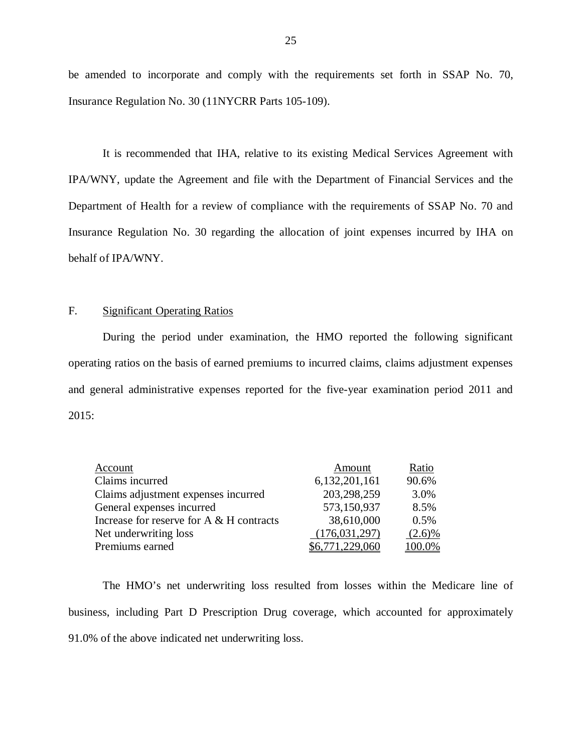be amended to incorporate and comply with the requirements set forth in SSAP No. 70, Insurance Regulation No. 30 (11NYCRR Parts 105-109).

It is recommended that IHA, relative to its existing Medical Services Agreement with IPA/WNY, update the Agreement and file with the Department of Financial Services and the Department of Health for a review of compliance with the requirements of SSAP No. 70 and Insurance Regulation No. 30 regarding the allocation of joint expenses incurred by IHA on behalf of IPA/WNY.

## F. Significant Operating Ratios

During the period under examination, the HMO reported the following significant operating ratios on the basis of earned premiums to incurred claims, claims adjustment expenses and general administrative expenses reported for the five-year examination period 2011 and 2015:

| Account | Amount | Ratio |
|---|---|---|
| Claims incurred | 6,132,201,161 | 90.6% |
| Claims adjustment expenses incurred | 203,298,259 | 3.0% |
| General expenses incurred | 573,150,937 | 8.5% |
| Increase for reserve for A & H contracts | 38,610,000 | 0.5% |
| Net underwriting loss | (176,031,297) | (2.6)% |
| Premiums earned | $6,771,229,060 | 100.0% |

The HMO's net underwriting loss resulted from losses within the Medicare line of business, including Part D Prescription Drug coverage, which accounted for approximately 91.0% of the above indicated net underwriting loss.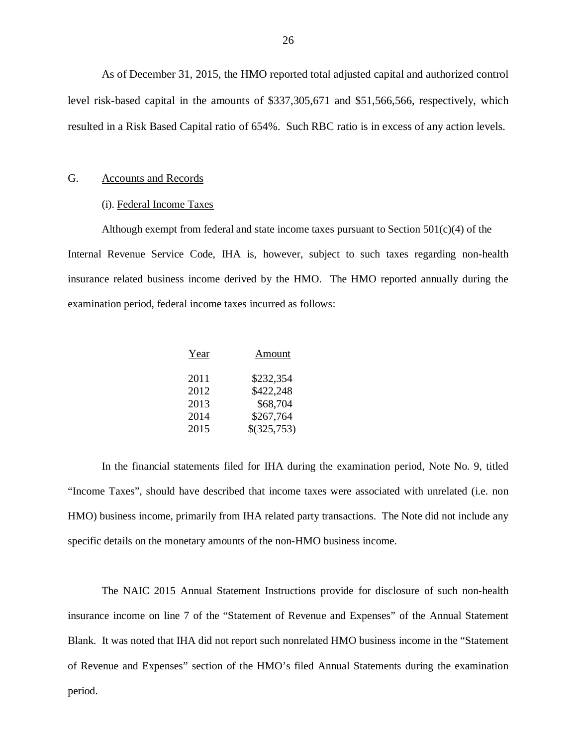As of December 31, 2015, the HMO reported total adjusted capital and authorized control level risk-based capital in the amounts of $337,305,671 and $51,566,566, respectively, which resulted in a Risk Based Capital ratio of 654%. Such RBC ratio is in excess of any action levels.

## G. Accounts and Records

### (i). Federal Income Taxes

Although exempt from federal and state income taxes pursuant to Section 501(c)(4) of the Internal Revenue Service Code, IHA is, however, subject to such taxes regarding non-health insurance related business income derived by the HMO. The HMO reported annually during the examination period, federal income taxes incurred as follows:

| Year | Amount |
|---|---|
| 2011 | $232,354 |
| 2012 | $422,248 |
| 2013 | $68,704 |
| 2014 | $267,764 |
| 2015 | $(325,753) |

In the financial statements filed for IHA during the examination period, Note No. 9, titled "Income Taxes", should have described that income taxes were associated with unrelated (i.e. non HMO) business income, primarily from IHA related party transactions. The Note did not include any specific details on the monetary amounts of the non-HMO business income.

The NAIC 2015 Annual Statement Instructions provide for disclosure of such non-health insurance income on line 7 of the "Statement of Revenue and Expenses" of the Annual Statement Blank. It was noted that IHA did not report such nonrelated HMO business income in the "Statement of Revenue and Expenses" section of the HMO's filed Annual Statements during the examination period.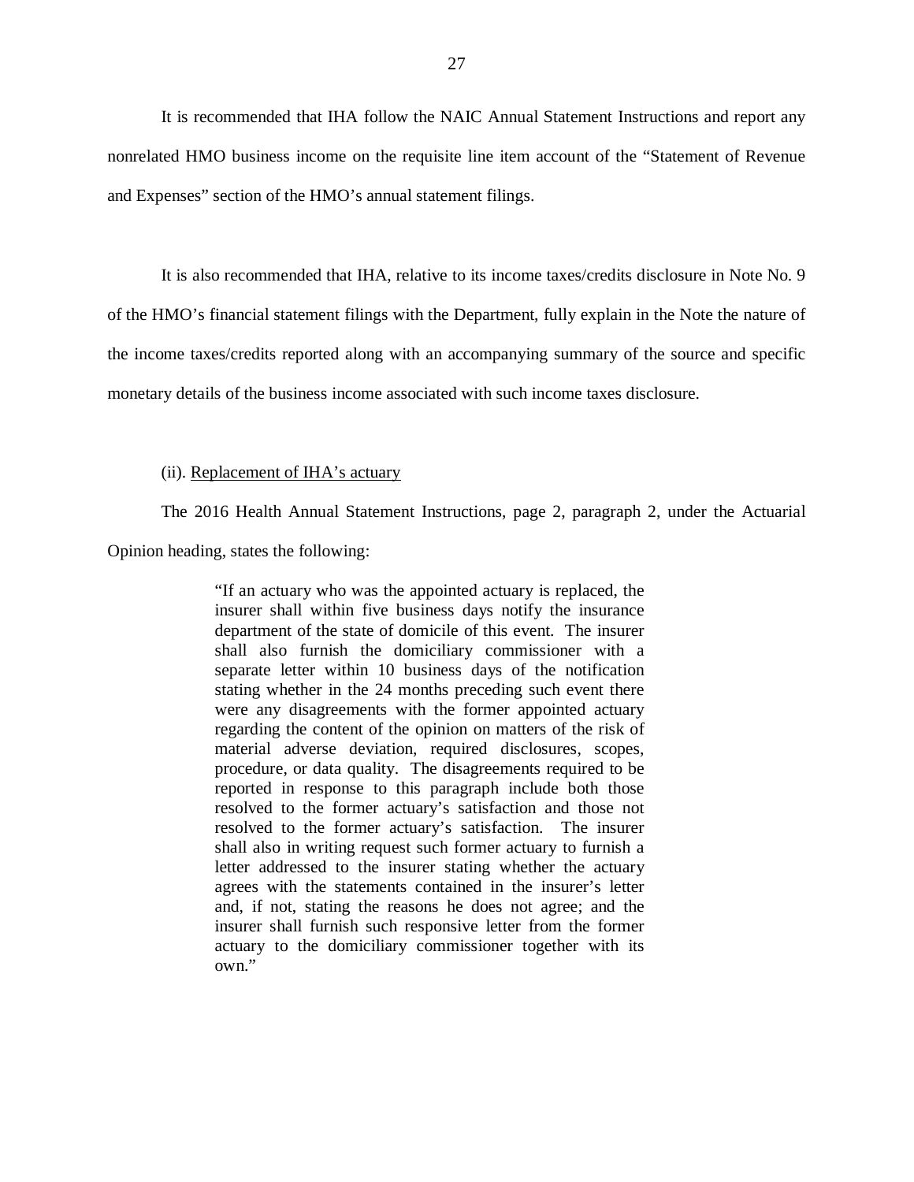It is recommended that IHA follow the NAIC Annual Statement Instructions and report any nonrelated HMO business income on the requisite line item account of the "Statement of Revenue and Expenses" section of the HMO's annual statement filings.

It is also recommended that IHA, relative to its income taxes/credits disclosure in Note No. 9 of the HMO's financial statement filings with the Department, fully explain in the Note the nature of the income taxes/credits reported along with an accompanying summary of the source and specific monetary details of the business income associated with such income taxes disclosure.

(ii). <u>Replacement of IHA's actuary</u>

The 2016 Health Annual Statement Instructions, page 2, paragraph 2, under the Actuarial Opinion heading, states the following:

> "If an actuary who was the appointed actuary is replaced, the insurer shall within five business days notify the insurance department of the state of domicile of this event. The insurer shall also furnish the domiciliary commissioner with a separate letter within 10 business days of the notification stating whether in the 24 months preceding such event there were any disagreements with the former appointed actuary regarding the content of the opinion on matters of the risk of material adverse deviation, required disclosures, scopes, procedure, or data quality. The disagreements required to be reported in response to this paragraph include both those resolved to the former actuary's satisfaction and those not resolved to the former actuary's satisfaction. The insurer shall also in writing request such former actuary to furnish a letter addressed to the insurer stating whether the actuary agrees with the statements contained in the insurer's letter and, if not, stating the reasons he does not agree; and the insurer shall furnish such responsive letter from the former actuary to the domiciliary commissioner together with its own."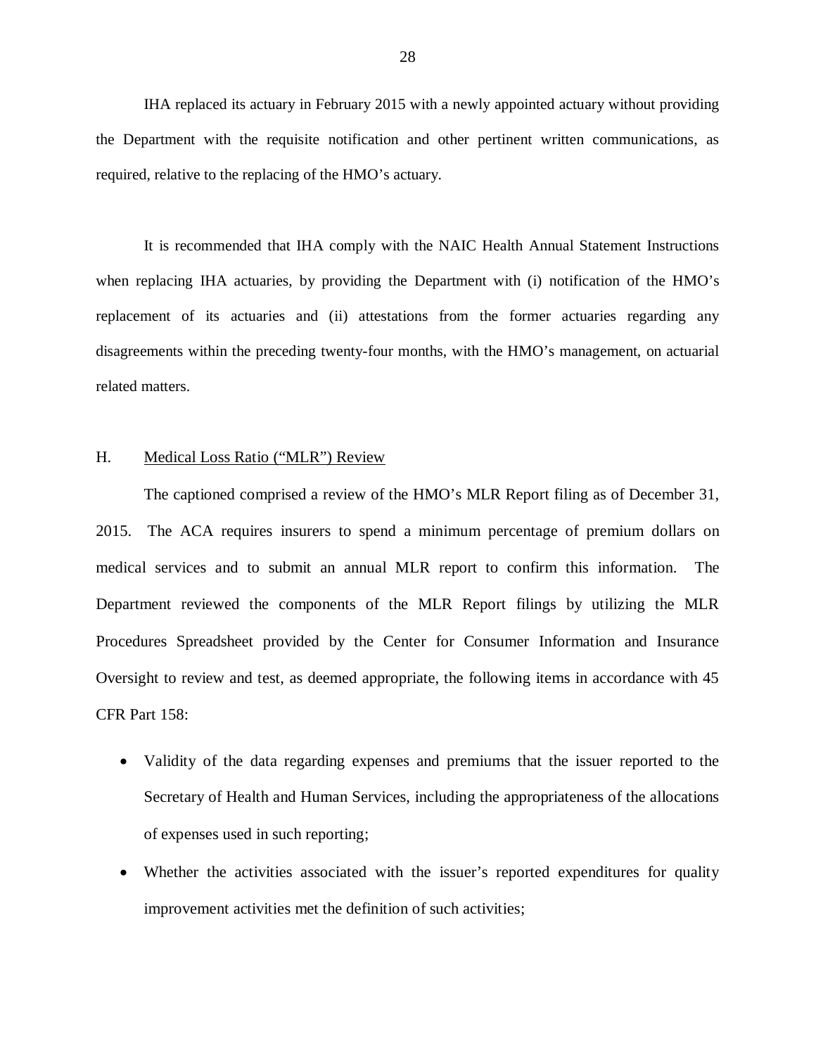IHA replaced its actuary in February 2015 with a newly appointed actuary without providing the Department with the requisite notification and other pertinent written communications, as required, relative to the replacing of the HMO's actuary.

It is recommended that IHA comply with the NAIC Health Annual Statement Instructions when replacing IHA actuaries, by providing the Department with (i) notification of the HMO's replacement of its actuaries and (ii) attestations from the former actuaries regarding any disagreements within the preceding twenty-four months, with the HMO's management, on actuarial related matters.

## H. Medical Loss Ratio ("MLR") Review

The captioned comprised a review of the HMO's MLR Report filing as of December 31, 2015. The ACA requires insurers to spend a minimum percentage of premium dollars on medical services and to submit an annual MLR report to confirm this information. The Department reviewed the components of the MLR Report filings by utilizing the MLR Procedures Spreadsheet provided by the Center for Consumer Information and Insurance Oversight to review and test, as deemed appropriate, the following items in accordance with 45 CFR Part 158:

- Validity of the data regarding expenses and premiums that the issuer reported to the Secretary of Health and Human Services, including the appropriateness of the allocations of expenses used in such reporting;
- Whether the activities associated with the issuer's reported expenditures for quality improvement activities met the definition of such activities;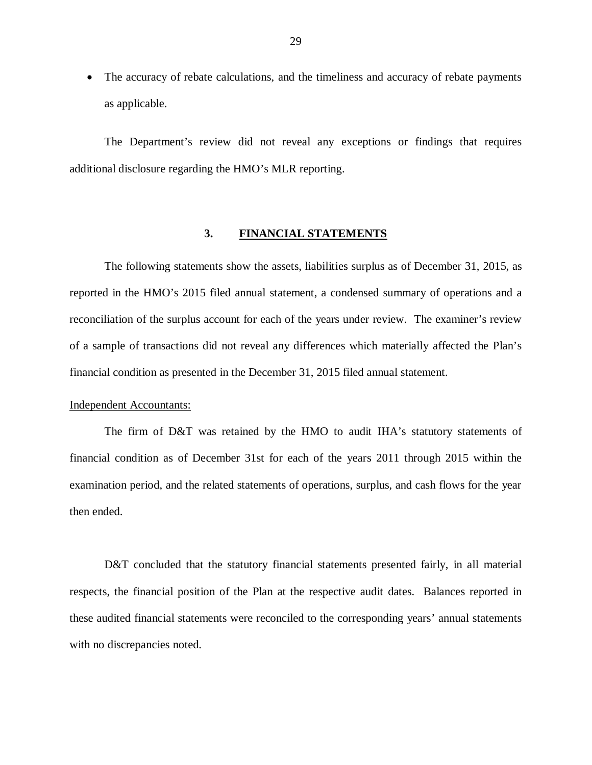- The accuracy of rebate calculations, and the timeliness and accuracy of rebate payments as applicable.

The Department's review did not reveal any exceptions or findings that requires additional disclosure regarding the HMO's MLR reporting.

## 3. FINANCIAL STATEMENTS

The following statements show the assets, liabilities surplus as of December 31, 2015, as reported in the HMO's 2015 filed annual statement, a condensed summary of operations and a reconciliation of the surplus account for each of the years under review. The examiner's review of a sample of transactions did not reveal any differences which materially affected the Plan's financial condition as presented in the December 31, 2015 filed annual statement.

Independent Accountants:

The firm of D&T was retained by the HMO to audit IHA's statutory statements of financial condition as of December 31st for each of the years 2011 through 2015 within the examination period, and the related statements of operations, surplus, and cash flows for the year then ended.

D&T concluded that the statutory financial statements presented fairly, in all material respects, the financial position of the Plan at the respective audit dates. Balances reported in these audited financial statements were reconciled to the corresponding years' annual statements with no discrepancies noted.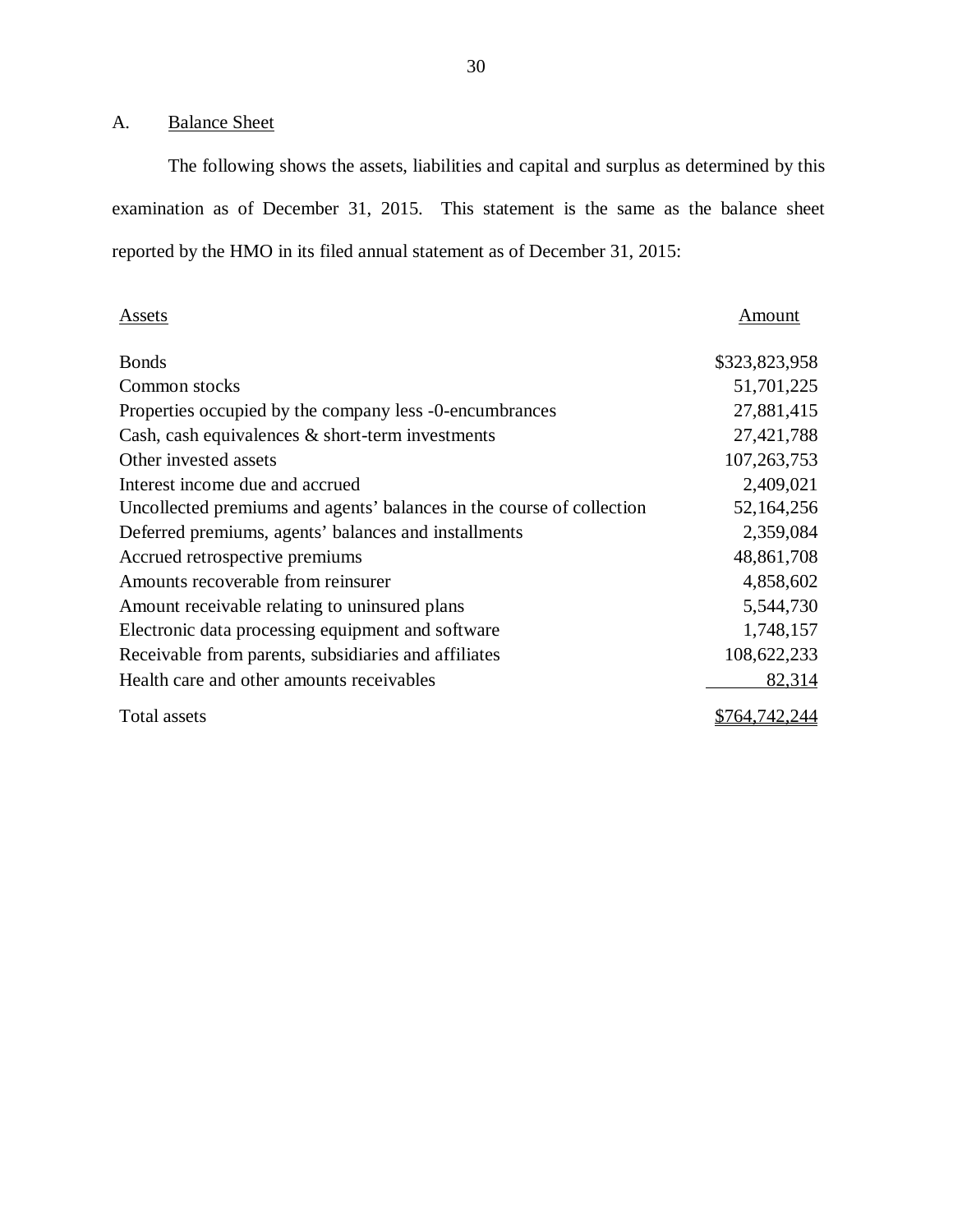## A. Balance Sheet

The following shows the assets, liabilities and capital and surplus as determined by this examination as of December 31, 2015. This statement is the same as the balance sheet reported by the HMO in its filed annual statement as of December 31, 2015:

| Assets | Amount |
|---|---|
| Bonds | $323,823,958 |
| Common stocks | 51,701,225 |
| Properties occupied by the company less -0-encumbrances | 27,881,415 |
| Cash, cash equivalences & short-term investments | 27,421,788 |
| Other invested assets | 107,263,753 |
| Interest income due and accrued | 2,409,021 |
| Uncollected premiums and agents' balances in the course of collection | 52,164,256 |
| Deferred premiums, agents' balances and installments | 2,359,084 |
| Accrued retrospective premiums | 48,861,708 |
| Amounts recoverable from reinsurer | 4,858,602 |
| Amount receivable relating to uninsured plans | 5,544,730 |
| Electronic data processing equipment and software | 1,748,157 |
| Receivable from parents, subsidiaries and affiliates | 108,622,233 |
| Health care and other amounts receivables | 82,314 |
| Total assets | $764,742,244 |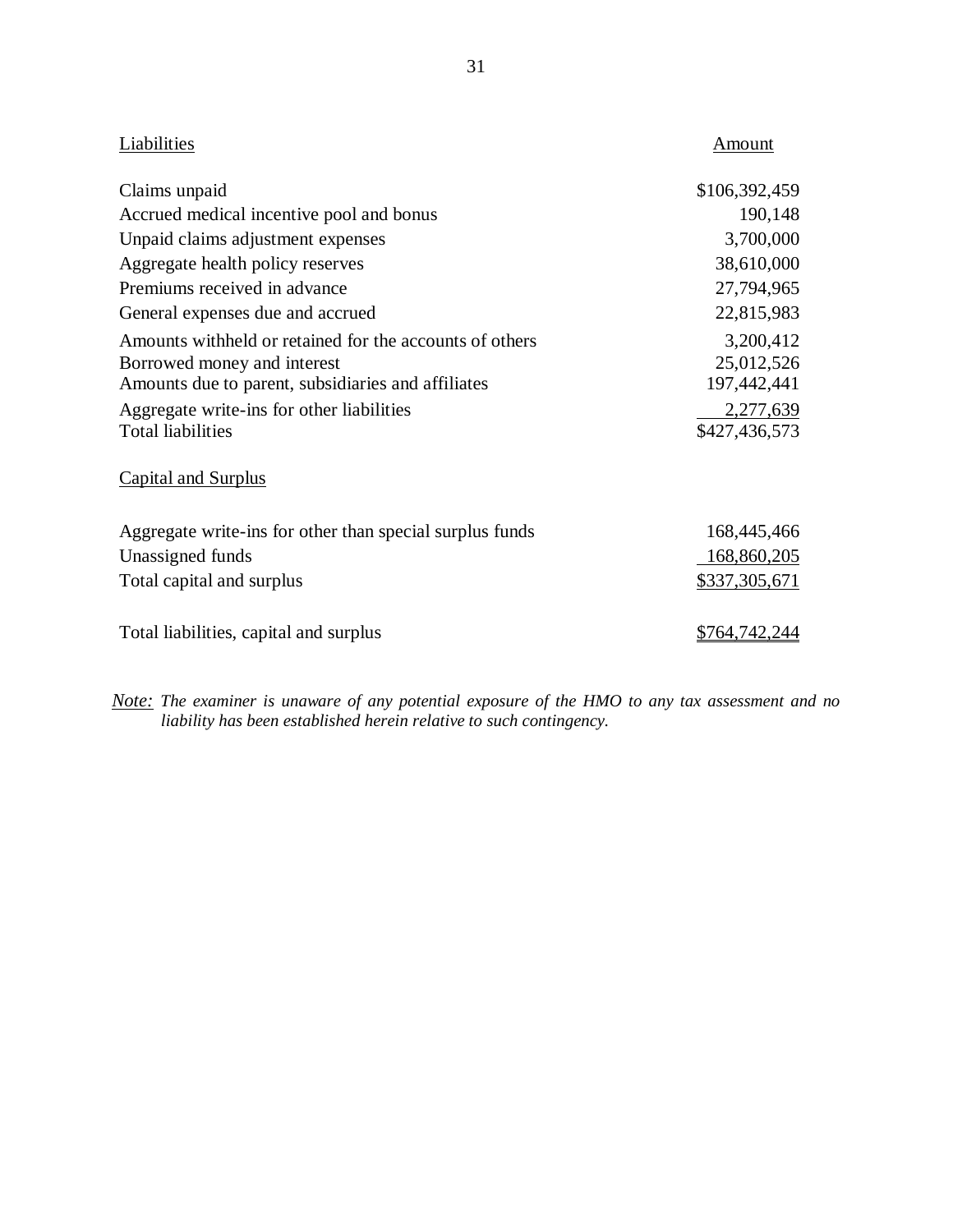| Liabilities | Amount |
|---|---|
| Claims unpaid | $106,392,459 |
| Accrued medical incentive pool and bonus | 190,148 |
| Unpaid claims adjustment expenses | 3,700,000 |
| Aggregate health policy reserves | 38,610,000 |
| Premiums received in advance | 27,794,965 |
| General expenses due and accrued | 22,815,983 |
| Amounts withheld or retained for the accounts of others | 3,200,412 |
| Borrowed money and interest | 25,012,526 |
| Amounts due to parent, subsidiaries and affiliates | 197,442,441 |
| Aggregate write-ins for other liabilities | 2,277,639 |
| Total liabilities | $427,436,573 |
| **Capital and Surplus** | |
| Aggregate write-ins for other than special surplus funds | 168,445,466 |
| Unassigned funds | 168,860,205 |
| Total capital and surplus | $337,305,671 |
| Total liabilities, capital and surplus | $764,742,244 |

*Note: The examiner is unaware of any potential exposure of the HMO to any tax assessment and no liability has been established herein relative to such contingency.*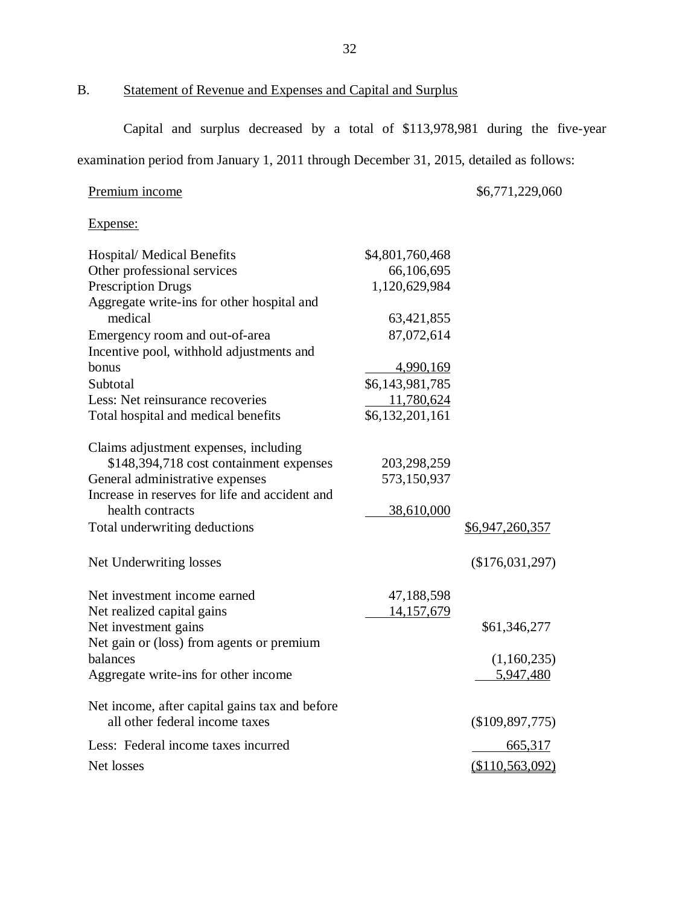## B. Statement of Revenue and Expenses and Capital and Surplus

Capital and surplus decreased by a total of $113,978,981 during the five-year examination period from January 1, 2011 through December 31, 2015, detailed as follows:

| | | |
|---|---|---|
| Premium income | | $6,771,229,060 |
| Expense: | | |
| Hospital/ Medical Benefits | $4,801,760,468 | |
| Other professional services | 66,106,695 | |
| Prescription Drugs | 1,120,629,984 | |
| Aggregate write-ins for other hospital and medical | 63,421,855 | |
| Emergency room and out-of-area | 87,072,614 | |
| Incentive pool, withhold adjustments and bonus | 4,990,169 | |
| Subtotal | $6,143,981,785 | |
| Less: Net reinsurance recoveries | 11,780,624 | |
| Total hospital and medical benefits | $6,132,201,161 | |
| Claims adjustment expenses, including $148,394,718 cost containment expenses | 203,298,259 | |
| General administrative expenses | 573,150,937 | |
| Increase in reserves for life and accident and health contracts | 38,610,000 | |
| Total underwriting deductions | | $6,947,260,357 |
| Net Underwriting losses | | ($176,031,297) |
| Net investment income earned | 47,188,598 | |
| Net realized capital gains | 14,157,679 | |
| Net investment gains | | $61,346,277 |
| Net gain or (loss) from agents or premium balances | | (1,160,235) |
| Aggregate write-ins for other income | | 5,947,480 |
| Net income, after capital gains tax and before all other federal income taxes | | ($109,897,775) |
| Less: Federal income taxes incurred | | 665,317 |
| Net losses | | ($110,563,092) |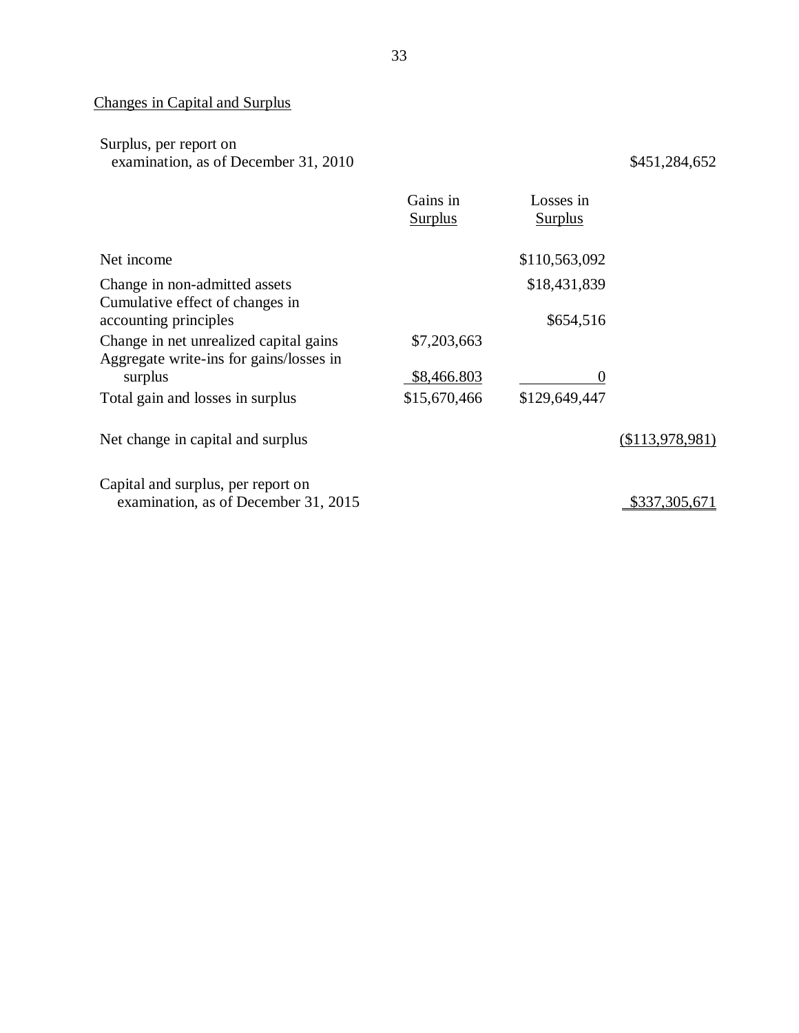## Changes in Capital and Surplus

| | Gains in Surplus | Losses in Surplus | |
|---|---|---|---|
| Surplus, per report on examination, as of December 31, 2010 | | | $451,284,652 |
| Net income | | $110,563,092 | |
| Change in non-admitted assets | | $18,431,839 | |
| Cumulative effect of changes in accounting principles | | $654,516 | |
| Change in net unrealized capital gains | $7,203,663 | | |
| Aggregate write-ins for gains/losses in surplus | $8,466.803 | 0 | |
| Total gain and losses in surplus | $15,670,466 | $129,649,447 | |
| Net change in capital and surplus | | | ($113,978,981) |
| Capital and surplus, per report on examination, as of December 31, 2015 | | | $337,305,671 |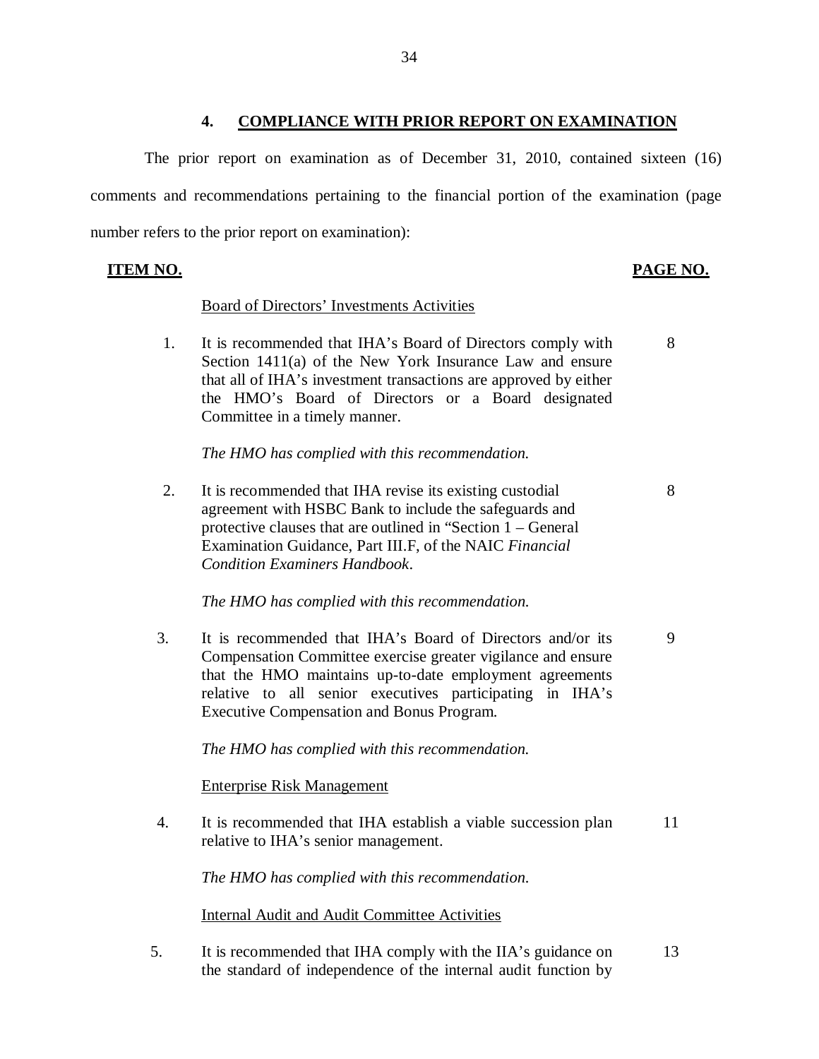## 4. COMPLIANCE WITH PRIOR REPORT ON EXAMINATION

The prior report on examination as of December 31, 2010, contained sixteen (16) comments and recommendations pertaining to the financial portion of the examination (page number refers to the prior report on examination):

| ITEM NO. | | PAGE NO. |
|---|---|---|
| | Board of Directors' Investments Activities | |
| 1. | It is recommended that IHA's Board of Directors comply with Section 1411(a) of the New York Insurance Law and ensure that all of IHA's investment transactions are approved by either the HMO's Board of Directors or a Board designated Committee in a timely manner. | 8 |
| | *The HMO has complied with this recommendation.* | |
| 2. | It is recommended that IHA revise its existing custodial agreement with HSBC Bank to include the safeguards and protective clauses that are outlined in "Section 1 – General Examination Guidance, Part III.F, of the NAIC *Financial Condition Examiners Handbook*. | 8 |
| | *The HMO has complied with this recommendation.* | |
| 3. | It is recommended that IHA's Board of Directors and/or its Compensation Committee exercise greater vigilance and ensure that the HMO maintains up-to-date employment agreements relative to all senior executives participating in IHA's Executive Compensation and Bonus Program. | 9 |
| | *The HMO has complied with this recommendation.* | |
| | Enterprise Risk Management | |
| 4. | It is recommended that IHA establish a viable succession plan relative to IHA's senior management. | 11 |
| | *The HMO has complied with this recommendation.* | |
| | Internal Audit and Audit Committee Activities | |
| 5. | It is recommended that IHA comply with the IIA's guidance on the standard of independence of the internal audit function by | 13 |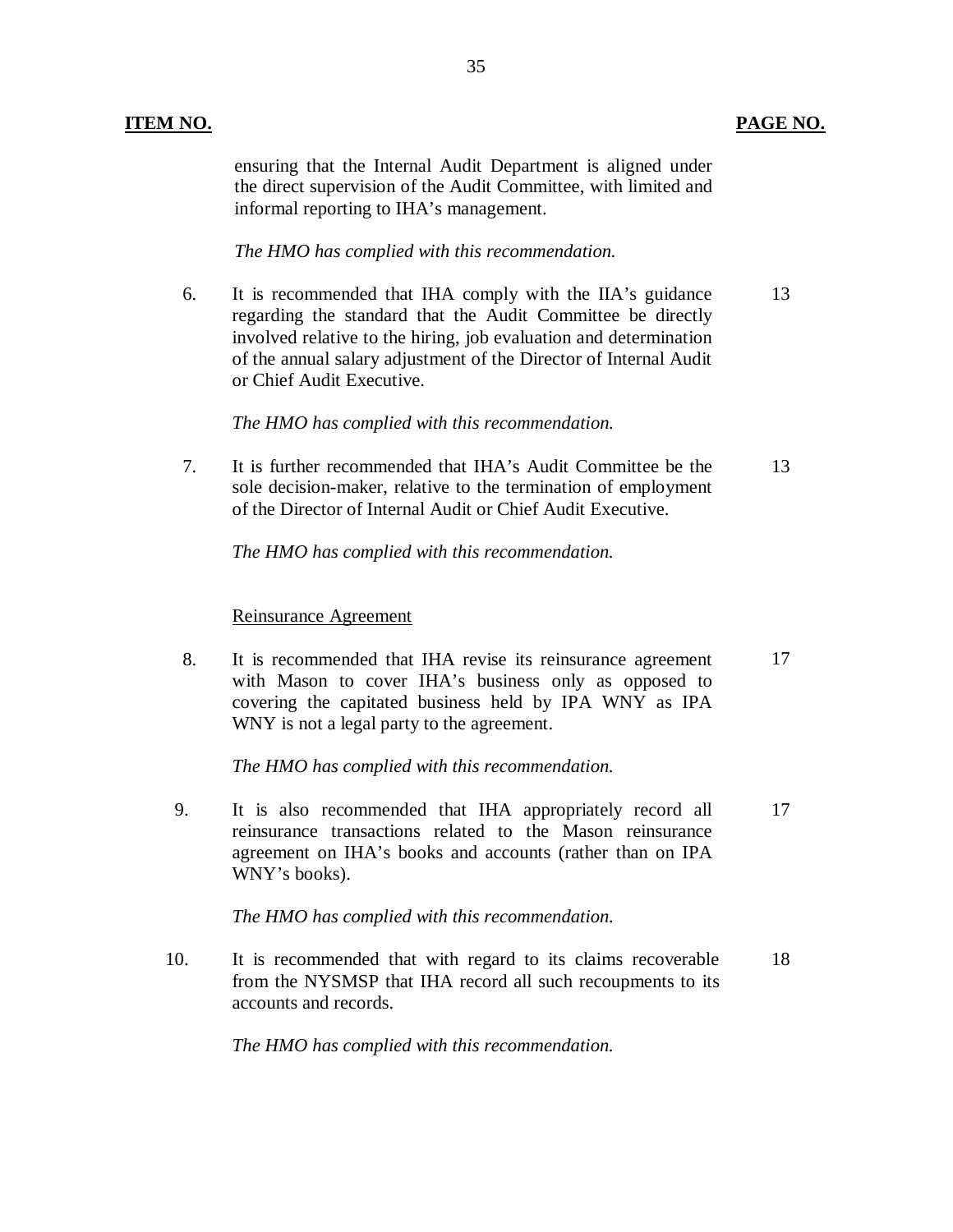| ITEM NO. | | PAGE NO. |
|---|---|---|
| | ensuring that the Internal Audit Department is aligned under the direct supervision of the Audit Committee, with limited and informal reporting to IHA's management.<br><br>*The HMO has complied with this recommendation.* | |
| 6. | It is recommended that IHA comply with the IIA's guidance regarding the standard that the Audit Committee be directly involved relative to the hiring, job evaluation and determination of the annual salary adjustment of the Director of Internal Audit or Chief Audit Executive.<br><br>*The HMO has complied with this recommendation.* | 13 |
| 7. | It is further recommended that IHA's Audit Committee be the sole decision-maker, relative to the termination of employment of the Director of Internal Audit or Chief Audit Executive.<br><br>*The HMO has complied with this recommendation.* | 13 |
| | <u>Reinsurance Agreement</u> | |
| 8. | It is recommended that IHA revise its reinsurance agreement with Mason to cover IHA's business only as opposed to covering the capitated business held by IPA WNY as IPA WNY is not a legal party to the agreement.<br><br>*The HMO has complied with this recommendation.* | 17 |
| 9. | It is also recommended that IHA appropriately record all reinsurance transactions related to the Mason reinsurance agreement on IHA's books and accounts (rather than on IPA WNY's books).<br><br>*The HMO has complied with this recommendation.* | 17 |
| 10. | It is recommended that with regard to its claims recoverable from the NYSMSP that IHA record all such recoupments to its accounts and records.<br><br>*The HMO has complied with this recommendation.* | 18 |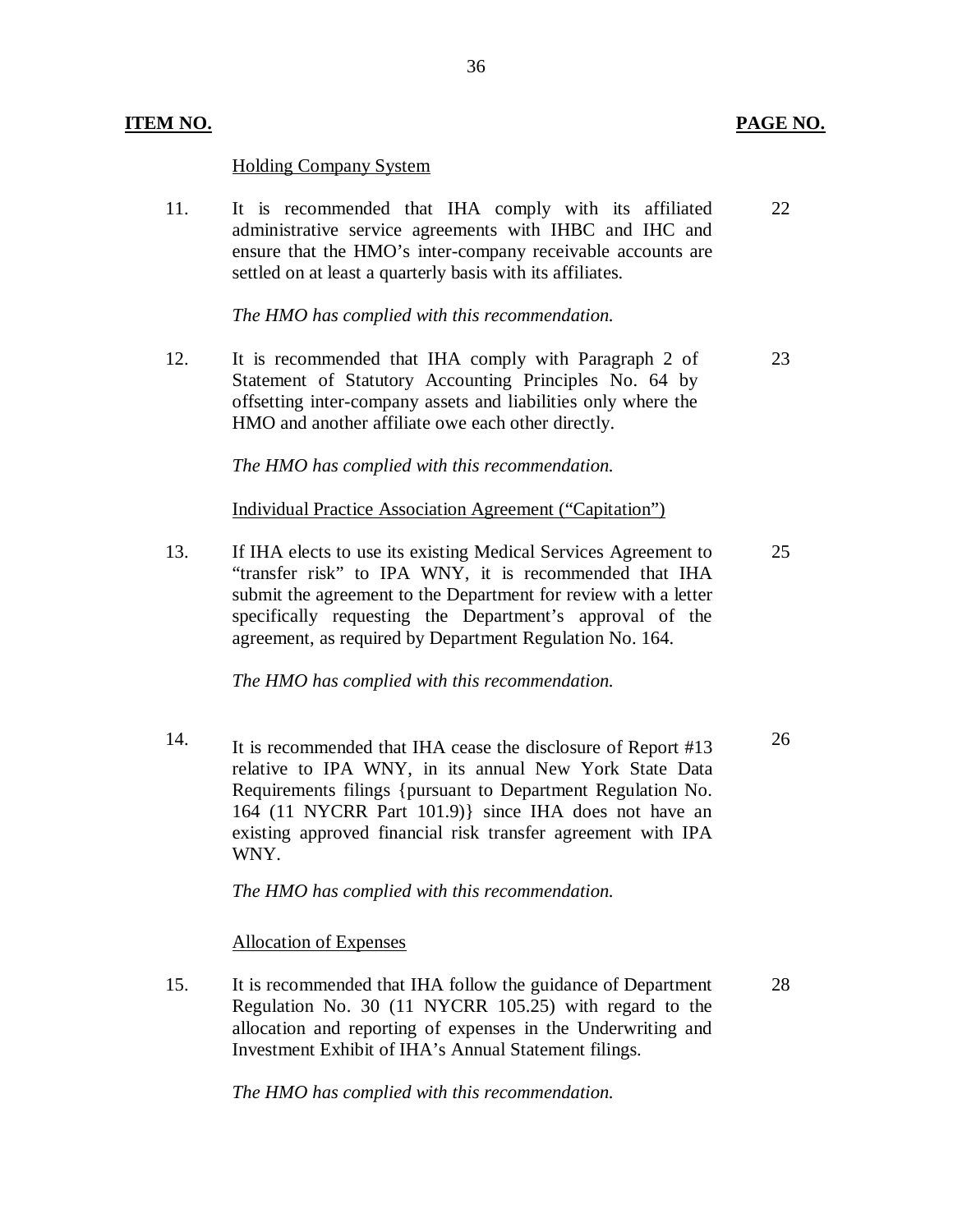| ITEM NO. | | PAGE NO. |
|---|---|---|
| | Holding Company System | |
| 11. | It is recommended that IHA comply with its affiliated administrative service agreements with IHBC and IHC and ensure that the HMO's inter-company receivable accounts are settled on at least a quarterly basis with its affiliates.<br><br>*The HMO has complied with this recommendation.* | 22 |
| 12. | It is recommended that IHA comply with Paragraph 2 of Statement of Statutory Accounting Principles No. 64 by offsetting inter-company assets and liabilities only where the HMO and another affiliate owe each other directly.<br><br>*The HMO has complied with this recommendation.* | 23 |
| | Individual Practice Association Agreement ("Capitation") | |
| 13. | If IHA elects to use its existing Medical Services Agreement to "transfer risk" to IPA WNY, it is recommended that IHA submit the agreement to the Department for review with a letter specifically requesting the Department's approval of the agreement, as required by Department Regulation No. 164.<br><br>*The HMO has complied with this recommendation.* | 25 |
| 14. | It is recommended that IHA cease the disclosure of Report #13 relative to IPA WNY, in its annual New York State Data Requirements filings {pursuant to Department Regulation No. 164 (11 NYCRR Part 101.9)} since IHA does not have an existing approved financial risk transfer agreement with IPA WNY.<br><br>*The HMO has complied with this recommendation.* | 26 |
| | Allocation of Expenses | |
| 15. | It is recommended that IHA follow the guidance of Department Regulation No. 30 (11 NYCRR 105.25) with regard to the allocation and reporting of expenses in the Underwriting and Investment Exhibit of IHA's Annual Statement filings.<br><br>*The HMO has complied with this recommendation.* | 28 |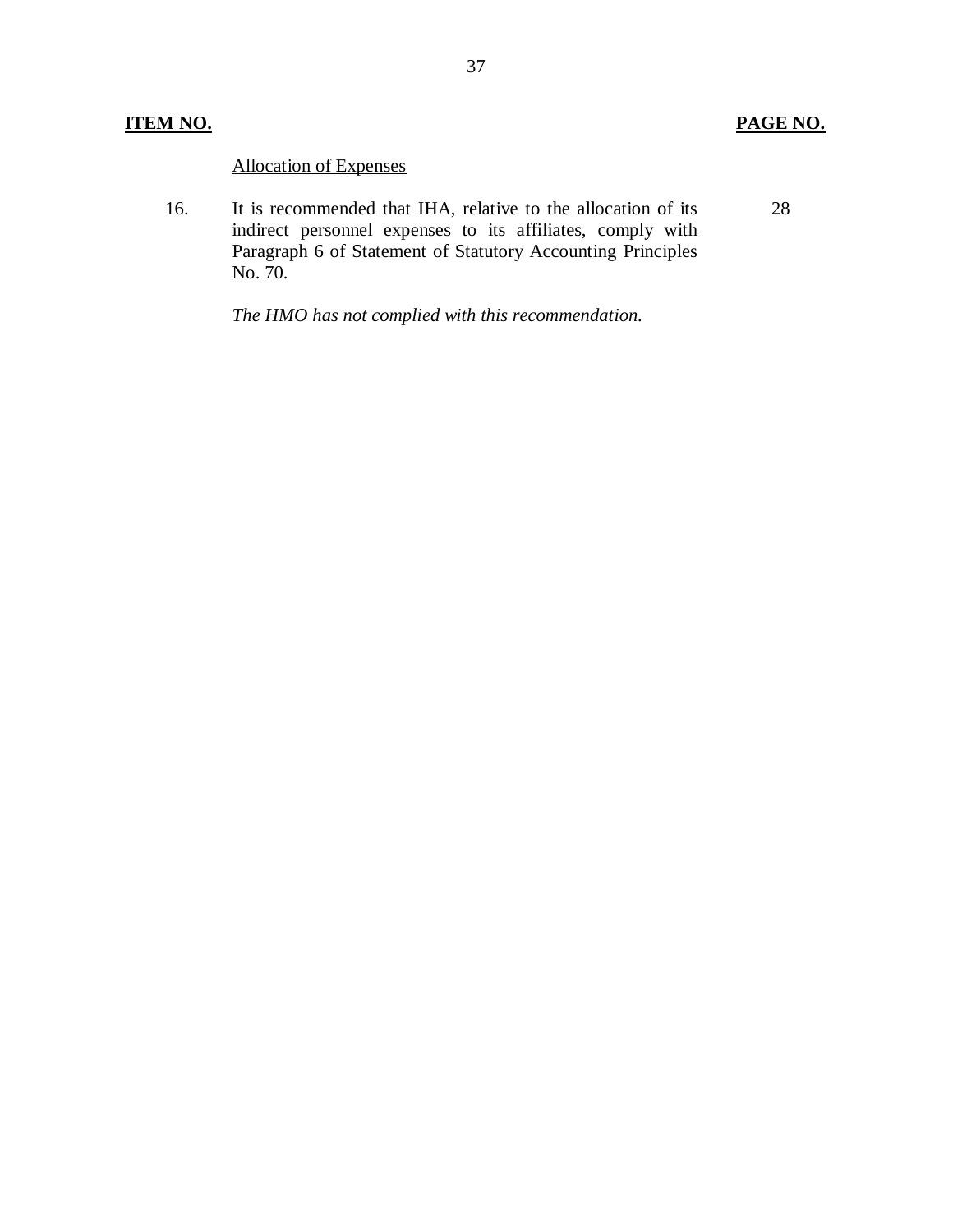| **ITEM NO.** | | **PAGE NO.** |
|---|---|---|
| | Allocation of Expenses | |
| 16. | It is recommended that IHA, relative to the allocation of its indirect personnel expenses to its affiliates, comply with Paragraph 6 of Statement of Statutory Accounting Principles No. 70. | 28 |
| | *The HMO has not complied with this recommendation.* | |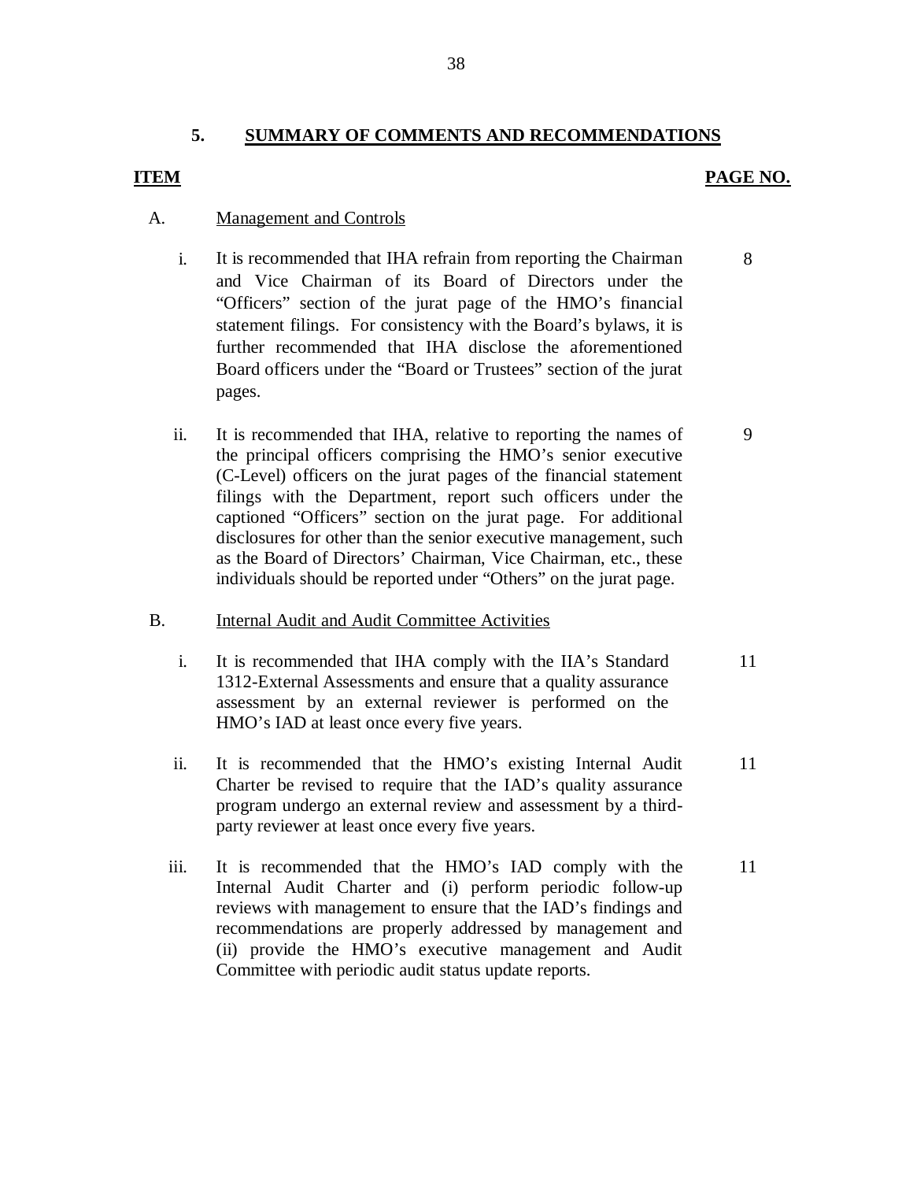## 5. SUMMARY OF COMMENTS AND RECOMMENDATIONS

| ITEM | | | PAGE NO. |
|---|---|---|---|
| A. | Management and Controls | | |
| | i. | It is recommended that IHA refrain from reporting the Chairman and Vice Chairman of its Board of Directors under the "Officers" section of the jurat page of the HMO's financial statement filings. For consistency with the Board's bylaws, it is further recommended that IHA disclose the aforementioned Board officers under the "Board or Trustees" section of the jurat pages. | 8 |
| | ii. | It is recommended that IHA, relative to reporting the names of the principal officers comprising the HMO's senior executive (C-Level) officers on the jurat pages of the financial statement filings with the Department, report such officers under the captioned "Officers" section on the jurat page. For additional disclosures for other than the senior executive management, such as the Board of Directors' Chairman, Vice Chairman, etc., these individuals should be reported under "Others" on the jurat page. | 9 |
| B. | Internal Audit and Audit Committee Activities | | |
| | i. | It is recommended that IHA comply with the IIA's Standard 1312-External Assessments and ensure that a quality assurance assessment by an external reviewer is performed on the HMO's IAD at least once every five years. | 11 |
| | ii. | It is recommended that the HMO's existing Internal Audit Charter be revised to require that the IAD's quality assurance program undergo an external review and assessment by a third-party reviewer at least once every five years. | 11 |
| | iii. | It is recommended that the HMO's IAD comply with the Internal Audit Charter and (i) perform periodic follow-up reviews with management to ensure that the IAD's findings and recommendations are properly addressed by management and (ii) provide the HMO's executive management and Audit Committee with periodic audit status update reports. | 11 |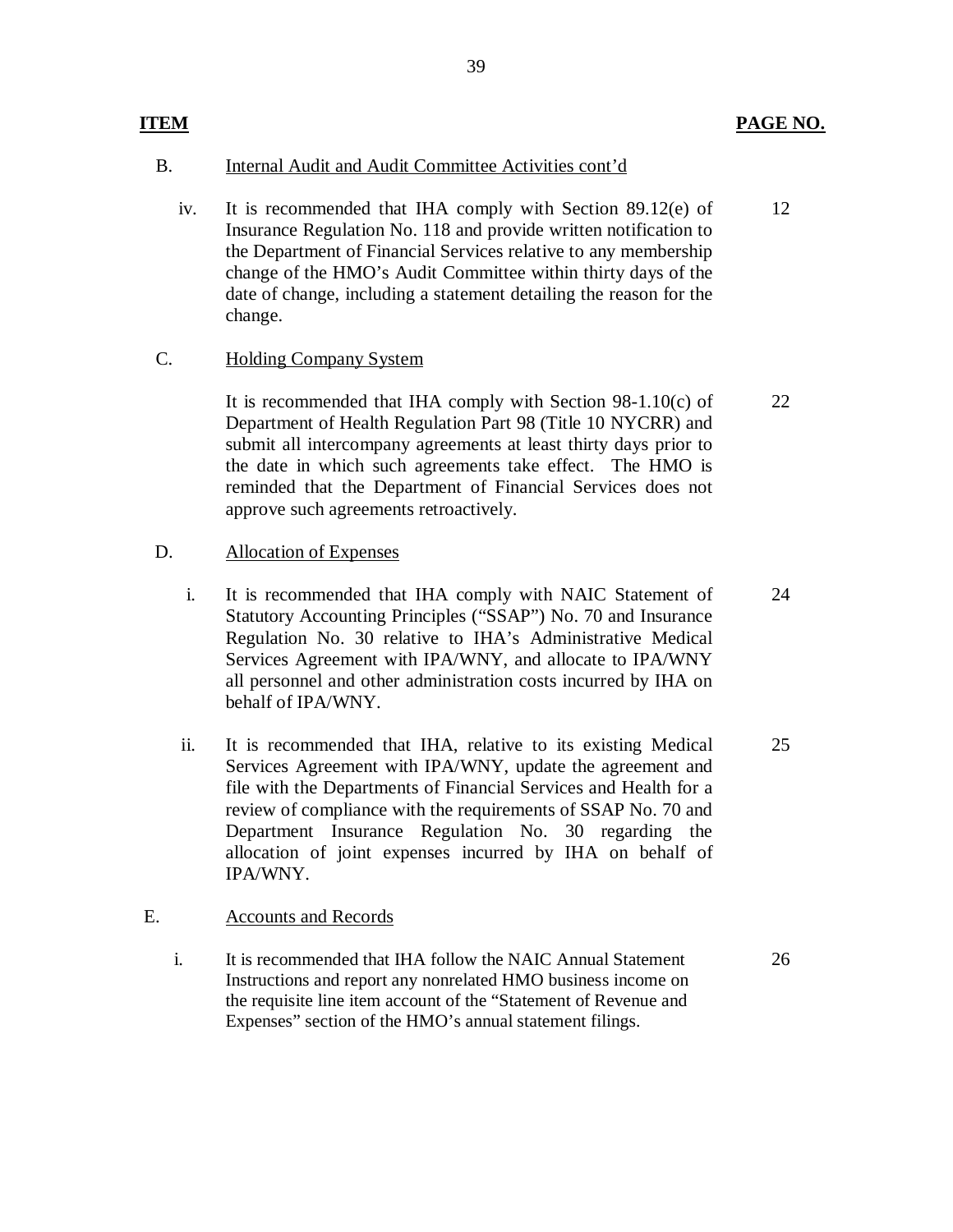| ITEM | | PAGE NO. |
|---|---|---|
| B. | Internal Audit and Audit Committee Activities cont'd | |
| iv. | It is recommended that IHA comply with Section 89.12(e) of Insurance Regulation No. 118 and provide written notification to the Department of Financial Services relative to any membership change of the HMO's Audit Committee within thirty days of the date of change, including a statement detailing the reason for the change. | 12 |
| C. | Holding Company System | |
| | It is recommended that IHA comply with Section 98-1.10(c) of Department of Health Regulation Part 98 (Title 10 NYCRR) and submit all intercompany agreements at least thirty days prior to the date in which such agreements take effect. The HMO is reminded that the Department of Financial Services does not approve such agreements retroactively. | 22 |
| D. | Allocation of Expenses | |
| i. | It is recommended that IHA comply with NAIC Statement of Statutory Accounting Principles ("SSAP") No. 70 and Insurance Regulation No. 30 relative to IHA's Administrative Medical Services Agreement with IPA/WNY, and allocate to IPA/WNY all personnel and other administration costs incurred by IHA on behalf of IPA/WNY. | 24 |
| ii. | It is recommended that IHA, relative to its existing Medical Services Agreement with IPA/WNY, update the agreement and file with the Departments of Financial Services and Health for a review of compliance with the requirements of SSAP No. 70 and Department Insurance Regulation No. 30 regarding the allocation of joint expenses incurred by IHA on behalf of IPA/WNY. | 25 |
| E. | Accounts and Records | |
| i. | It is recommended that IHA follow the NAIC Annual Statement Instructions and report any nonrelated HMO business income on the requisite line item account of the "Statement of Revenue and Expenses" section of the HMO's annual statement filings. | 26 |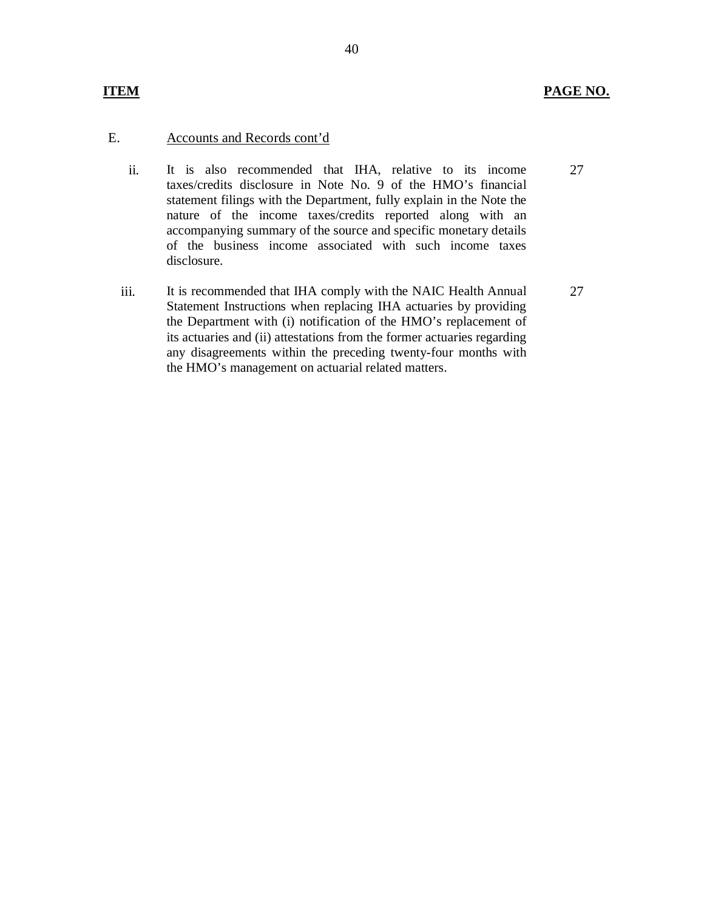| ITEM | | PAGE NO. |
|---|---|---|
| E. | Accounts and Records cont'd | |
| ii. | It is also recommended that IHA, relative to its income taxes/credits disclosure in Note No. 9 of the HMO's financial statement filings with the Department, fully explain in the Note the nature of the income taxes/credits reported along with an accompanying summary of the source and specific monetary details of the business income associated with such income taxes disclosure. | 27 |
| iii. | It is recommended that IHA comply with the NAIC Health Annual Statement Instructions when replacing IHA actuaries by providing the Department with (i) notification of the HMO's replacement of its actuaries and (ii) attestations from the former actuaries regarding any disagreements within the preceding twenty-four months with the HMO's management on actuarial related matters. | 27 |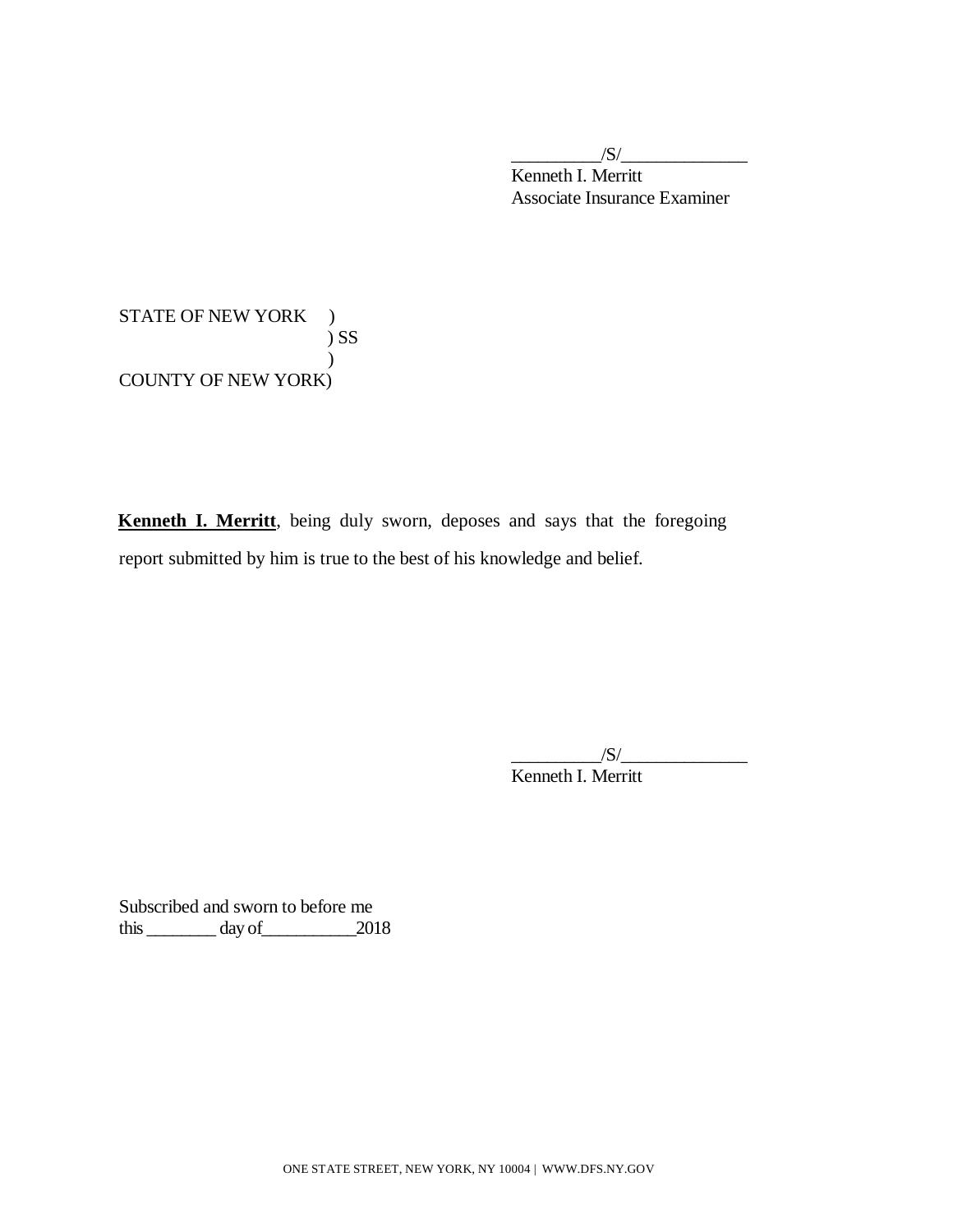__________/S/______________
Kenneth I. Merritt
Associate Insurance Examiner

STATE OF NEW YORK )
) SS
)
COUNTY OF NEW YORK)

**Kenneth I. Merritt**, being duly sworn, deposes and says that the foregoing report submitted by him is true to the best of his knowledge and belief.

__________/S/______________
Kenneth I. Merritt

Subscribed and sworn to before me
this ________ day of___________2018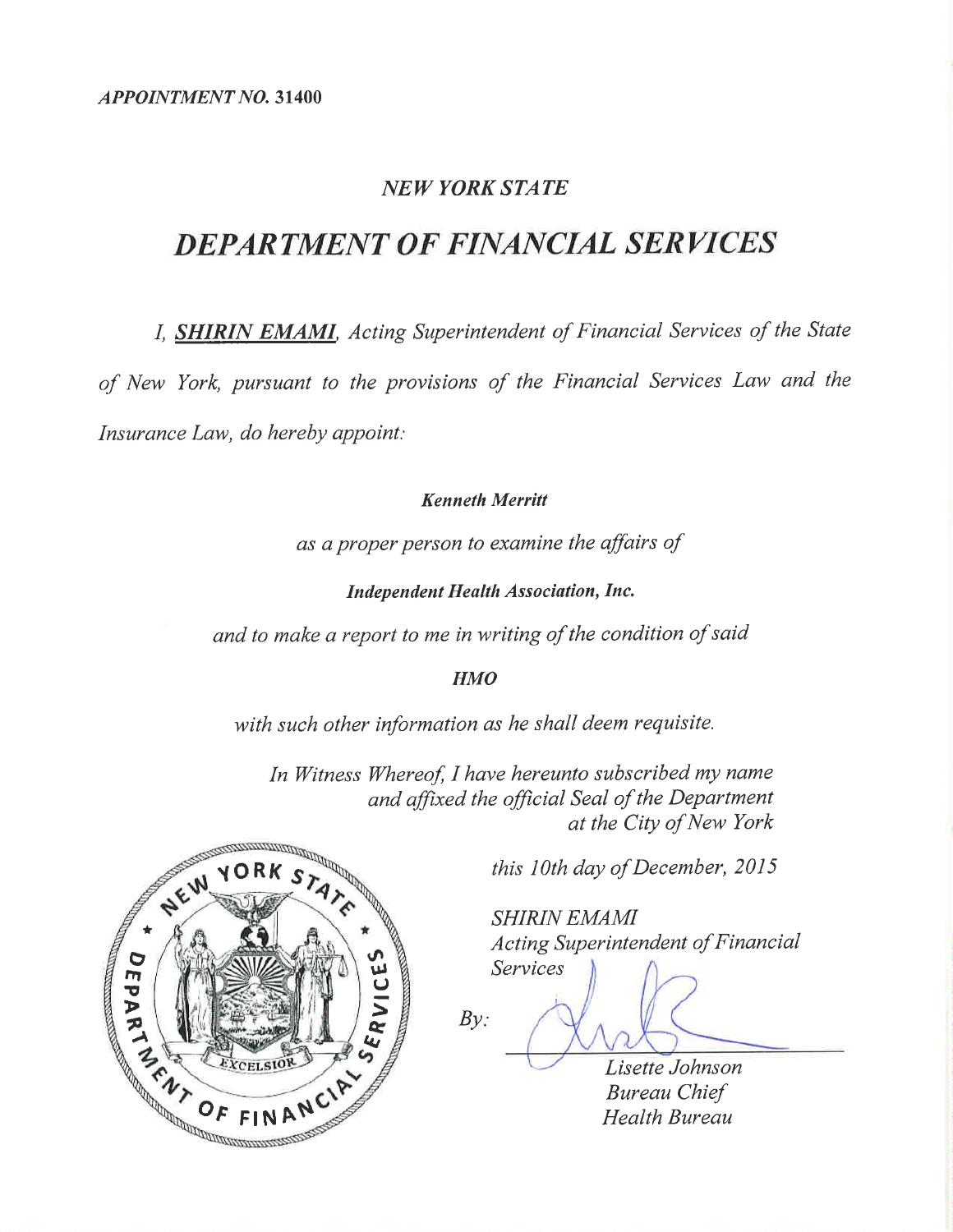*APPOINTMENT NO.* **31400**

*NEW YORK STATE*

# *DEPARTMENT OF FINANCIAL SERVICES*

*I,* ***SHIRIN EMAMI****, Acting Superintendent of Financial Services of the State of New York, pursuant to the provisions of the Financial Services Law and the Insurance Law, do hereby appoint:*

***Kenneth Merritt***

*as a proper person to examine the affairs of*

***Independent Health Association, Inc.***

*and to make a report to me in writing of the condition of said*

***HMO***

*with such other information as he shall deem requisite.*

*In Witness Whereof, I have hereunto subscribed my name and affixed the official Seal of the Department at the City of New York*

*this 10th day of December, 2015*

*SHIRIN EMAMI*
*Acting Superintendent of Financial Services*

*By:*

*Lisette Johnson*
*Bureau Chief*
*Health Bureau*